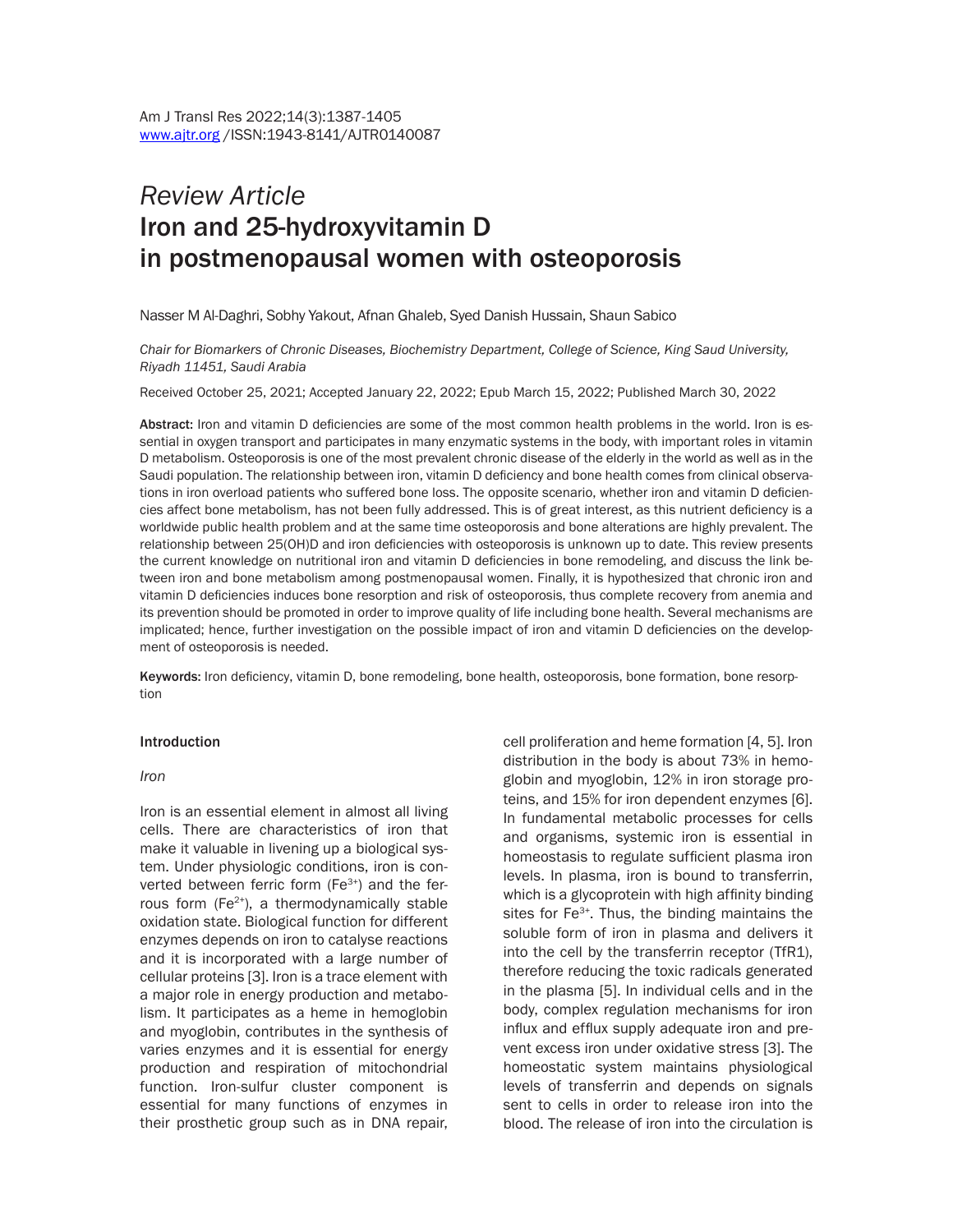*Review Article*

# Iron and 25-hydroxyvitamin D in postmenopausal women with osteoporosis

Nasser M Al-Daghri, Sobhy Yakout, Afnan Ghaleb, Syed Danish Hussain, Shaun Sabico

*Chair for Biomarkers of Chronic Diseases, Biochemistry Department, College of Science, King Saud University, Riyadh 11451, Saudi Arabia*

Received October 25, 2021; Accepted January 22, 2022; Epub March 15, 2022; Published March 30, 2022

**Abstract:** Iron and vitamin D deficiencies are some of the most common health problems in the world. Iron is essential in oxygen transport and participates in many enzymatic systems in the body, with important roles in vitamin D metabolism. Osteoporosis is one of the most prevalent chronic disease of the elderly in the world as well as in the Saudi population. The relationship between iron, vitamin D deficiency and bone health comes from clinical observations in iron overload patients who suffered bone loss. The opposite scenario, whether iron and vitamin D deficiencies affect bone metabolism, has not been fully addressed. This is of great interest, as this nutrient deficiency is a worldwide public health problem and at the same time osteoporosis and bone alterations are highly prevalent. The relationship between 25(OH)D and iron deficiencies with osteoporosis is unknown up to date. This review presents the current knowledge on nutritional iron and vitamin D deficiencies in bone remodeling, and discuss the link between iron and bone metabolism among postmenopausal women. Finally, it is hypothesized that chronic iron and vitamin D deficiencies induces bone resorption and risk of osteoporosis, thus complete recovery from anemia and its prevention should be promoted in order to improve quality of life including bone health. Several mechanisms are implicated; hence, further investigation on the possible impact of iron and vitamin D deficiencies on the development of osteoporosis is needed.

**Keywords:** Iron deficiency, vitamin D, bone remodeling, bone health, osteoporosis, bone formation, bone resorption

## Introduction

### *Iron*

Iron is an essential element in almost all living cells. There are characteristics of iron that make it valuable in livening up a biological system. Under physiologic conditions, iron is converted between ferric form ($Fe^{3+}$) and the ferrous form ($Fe^{2+}$), a thermodynamically stable oxidation state. Biological function for different enzymes depends on iron to catalyse reactions and it is incorporated with a large number of cellular proteins [3]. Iron is a trace element with a major role in energy production and metabolism. It participates as a heme in hemoglobin and myoglobin, contributes in the synthesis of varies enzymes and it is essential for energy production and respiration of mitochondrial function. Iron-sulfur cluster component is essential for many functions of enzymes in their prosthetic group such as in DNA repair, cell proliferation and heme formation [4, 5]. Iron distribution in the body is about 73% in hemoglobin and myoglobin, 12% in iron storage proteins, and 15% for iron dependent enzymes [6]. In fundamental metabolic processes for cells and organisms, systemic iron is essential in homeostasis to regulate sufficient plasma iron levels. In plasma, iron is bound to transferrin, which is a glycoprotein with high affinity binding sites for $Fe^{3+}$. Thus, the binding maintains the soluble form of iron in plasma and delivers it into the cell by the transferrin receptor (TfR1), therefore reducing the toxic radicals generated in the plasma [5]. In individual cells and in the body, complex regulation mechanisms for iron influx and efflux supply adequate iron and prevent excess iron under oxidative stress [3]. The homeostatic system maintains physiological levels of transferrin and depends on signals sent to cells in order to release iron into the blood. The release of iron into the circulation is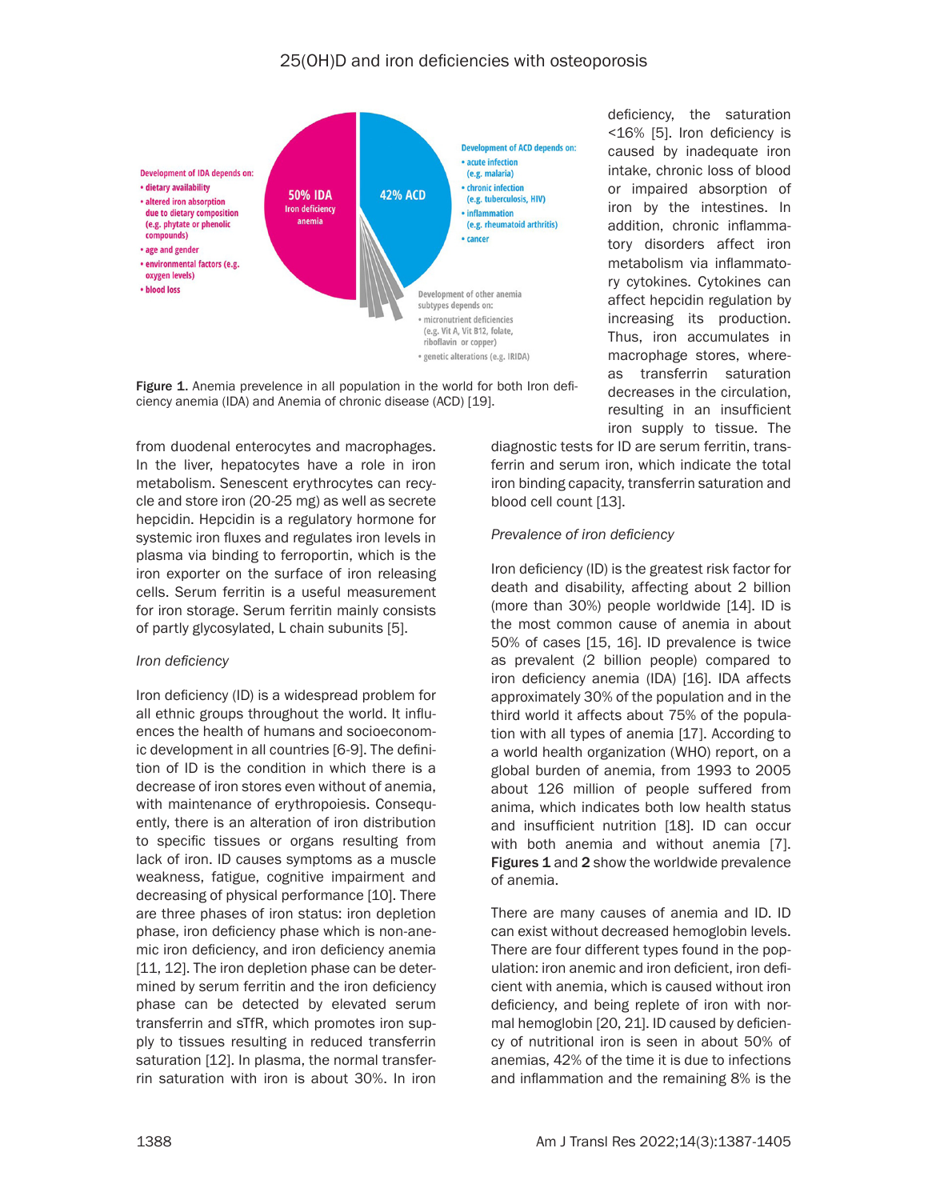Figure 1. Anemia prevelence in all population in the world for both Iron deficiency anemia (IDA) and Anemia of chronic disease (ACD) [19].

from duodenal enterocytes and macrophages. In the liver, hepatocytes have a role in iron metabolism. Senescent erythrocytes can recycle and store iron (20-25 mg) as well as secrete hepcidin. Hepcidin is a regulatory hormone for systemic iron fluxes and regulates iron levels in plasma via binding to ferroportin, which is the iron exporter on the surface of iron releasing cells. Serum ferritin is a useful measurement for iron storage. Serum ferritin mainly consists of partly glycosylated, L chain subunits [5].

*Iron deficiency*

Iron deficiency (ID) is a widespread problem for all ethnic groups throughout the world. It influences the health of humans and socioeconomic development in all countries [6-9]. The definition of ID is the condition in which there is a decrease of iron stores even without of anemia, with maintenance of erythropoiesis. Consequently, there is an alteration of iron distribution to specific tissues or organs resulting from lack of iron. ID causes symptoms as a muscle weakness, fatigue, cognitive impairment and decreasing of physical performance [10]. There are three phases of iron status: iron depletion phase, iron deficiency phase which is non-anemic iron deficiency, and iron deficiency anemia [11, 12]. The iron depletion phase can be determined by serum ferritin and the iron deficiency phase can be detected by elevated serum transferrin and sTfR, which promotes iron supply to tissues resulting in reduced transferrin saturation [12]. In plasma, the normal transferrin saturation with iron is about 30%. In iron deficiency, the saturation <16% [5]. Iron deficiency is caused by inadequate iron intake, chronic loss of blood or impaired absorption of iron by the intestines. In addition, chronic inflammatory disorders affect iron metabolism via inflammatory cytokines. Cytokines can affect hepcidin regulation by increasing its production. Thus, iron accumulates in macrophage stores, whereas transferrin saturation decreases in the circulation, resulting in an insufficient iron supply to tissue. The diagnostic tests for ID are serum ferritin, transferrin and serum iron, which indicate the total iron binding capacity, transferrin saturation and blood cell count [13].

*Prevalence of iron deficiency*

Iron deficiency (ID) is the greatest risk factor for death and disability, affecting about 2 billion (more than 30%) people worldwide [14]. ID is the most common cause of anemia in about 50% of cases [15, 16]. ID prevalence is twice as prevalent (2 billion people) compared to iron deficiency anemia (IDA) [16]. IDA affects approximately 30% of the population and in the third world it affects about 75% of the population with all types of anemia [17]. According to a world health organization (WHO) report, on a global burden of anemia, from 1993 to 2005 about 126 million of people suffered from anima, which indicates both low health status and insufficient nutrition [18]. ID can occur with both anemia and without anemia [7]. **Figures 1** and **2** show the worldwide prevalence of anemia.

There are many causes of anemia and ID. ID can exist without decreased hemoglobin levels. There are four different types found in the population: iron anemic and iron deficient, iron deficient with anemia, which is caused without iron deficiency, and being replete of iron with normal hemoglobin [20, 21]. ID caused by deficiency of nutritional iron is seen in about 50% of anemias, 42% of the time it is due to infections and inflammation and the remaining 8% is the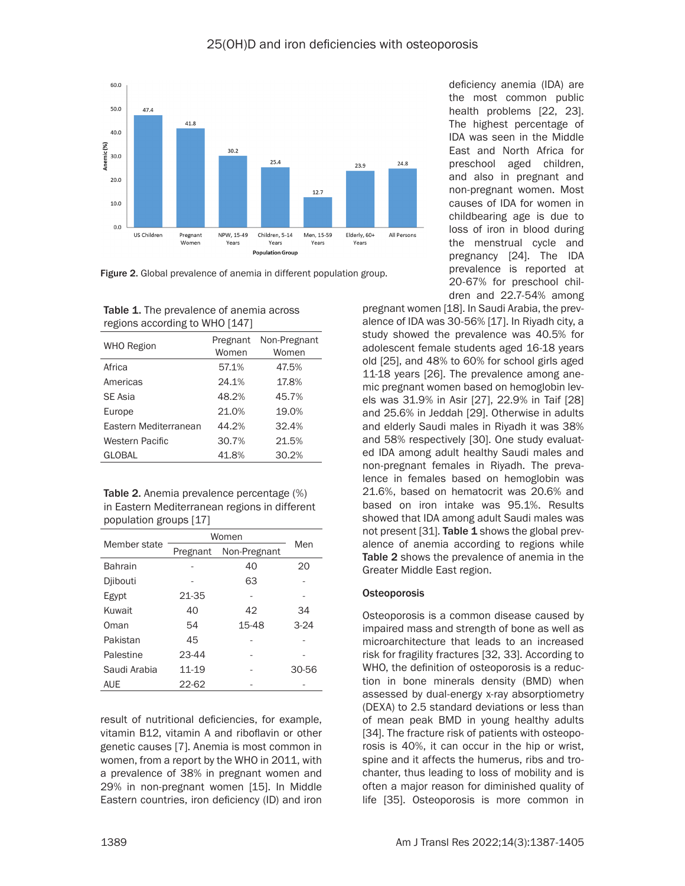Figure 2. Global prevalence of anemia in different population group.

Table 1. The prevalence of anemia across regions according to WHO [147]

| WHO Region | Pregnant Women | Non-Pregnant Women |
|---|---|---|
| Africa | 57.1% | 47.5% |
| Americas | 24.1% | 17.8% |
| SE Asia | 48.2% | 45.7% |
| Europe | 21.0% | 19.0% |
| Eastern Mediterranean | 44.2% | 32.4% |
| Western Pacific | 30.7% | 21.5% |
| GLOBAL | 41.8% | 30.2% |

Table 2. Anemia prevalence percentage (%) in Eastern Mediterranean regions in different population groups [17]

| Member state | Women | | Men |
|---|---|---|---|
| | Pregnant | Non-Pregnant | |
| Bahrain | - | 40 | 20 |
| Djibouti | - | 63 | - |
| Egypt | 21-35 | - | - |
| Kuwait | 40 | 42 | 34 |
| Oman | 54 | 15-48 | 3-24 |
| Pakistan | 45 | - | - |
| Palestine | 23-44 | - | - |
| Saudi Arabia | 11-19 | - | 30-56 |
| AUE | 22-62 | - | - |

result of nutritional deficiencies, for example, vitamin B12, vitamin A and riboflavin or other genetic causes [7]. Anemia is most common in women, from a report by the WHO in 2011, with a prevalence of 38% in pregnant women and 29% in non-pregnant women [15]. In Middle Eastern countries, iron deficiency (ID) and iron deficiency anemia (IDA) are the most common public health problems [22, 23]. The highest percentage of IDA was seen in the Middle East and North Africa for preschool aged children, and also in pregnant and non-pregnant women. Most causes of IDA for women in childbearing age is due to loss of iron in blood during the menstrual cycle and pregnancy [24]. The IDA prevalence is reported at 20-67% for preschool children and 22.7-54% among pregnant women [18]. In Saudi Arabia, the prevalence of IDA was 30-56% [17]. In Riyadh city, a study showed the prevalence was 40.5% for adolescent female students aged 16-18 years old [25], and 48% to 60% for school girls aged 11-18 years [26]. The prevalence among anemic pregnant women based on hemoglobin levels was 31.9% in Asir [27], 22.9% in Taif [28] and 25.6% in Jeddah [29]. Otherwise in adults and elderly Saudi males in Riyadh it was 38% and 58% respectively [30]. One study evaluated IDA among adult healthy Saudi males and non-pregnant females in Riyadh. The prevalence in females based on hemoglobin was 21.6%, based on hematocrit was 20.6% and based on iron intake was 95.1%. Results showed that IDA among adult Saudi males was not present [31]. **Table 1** shows the global prevalence of anemia according to regions while **Table 2** shows the prevalence of anemia in the Greater Middle East region.

### Osteoporosis

Osteoporosis is a common disease caused by impaired mass and strength of bone as well as microarchitecture that leads to an increased risk for fragility fractures [32, 33]. According to WHO, the definition of osteoporosis is a reduction in bone minerals density (BMD) when assessed by dual-energy x-ray absorptiometry (DEXA) to 2.5 standard deviations or less than of mean peak BMD in young healthy adults [34]. The fracture risk of patients with osteoporosis is 40%, it can occur in the hip or wrist, spine and it affects the humerus, ribs and trochanter, thus leading to loss of mobility and is often a major reason for diminished quality of life [35]. Osteoporosis is more common in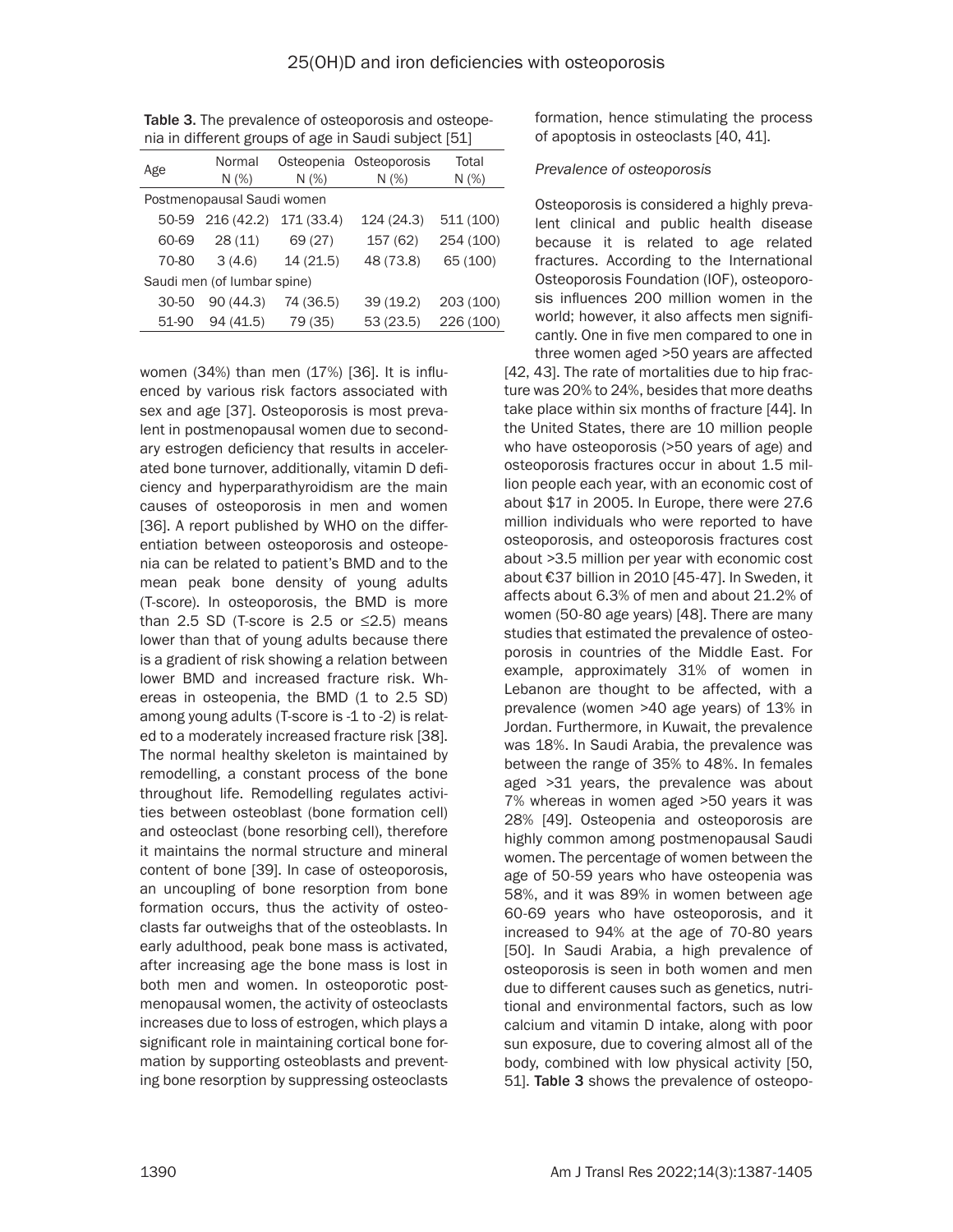**Table 3.** The prevalence of osteoporosis and osteopenia in different groups of age in Saudi subject [51]

| Age | Normal N (%) | Osteopenia N (%) | Osteoporosis N (%) | Total N (%) |
|---|---|---|---|---|
| Postmenopausal Saudi women | | | | |
| 50-59 | 216 (42.2) | 171 (33.4) | 124 (24.3) | 511 (100) |
| 60-69 | 28 (11) | 69 (27) | 157 (62) | 254 (100) |
| 70-80 | 3 (4.6) | 14 (21.5) | 48 (73.8) | 65 (100) |
| Saudi men (of lumbar spine) | | | | |
| 30-50 | 90 (44.3) | 74 (36.5) | 39 (19.2) | 203 (100) |
| 51-90 | 94 (41.5) | 79 (35) | 53 (23.5) | 226 (100) |

women (34%) than men (17%) [36]. It is influenced by various risk factors associated with sex and age [37]. Osteoporosis is most prevalent in postmenopausal women due to secondary estrogen deficiency that results in accelerated bone turnover, additionally, vitamin D deficiency and hyperparathyroidism are the main causes of osteoporosis in men and women [36]. A report published by WHO on the differentiation between osteoporosis and osteopenia can be related to patient's BMD and to the mean peak bone density of young adults (T-score). In osteoporosis, the BMD is more than 2.5 SD (T-score is 2.5 or ≤2.5) means lower than that of young adults because there is a gradient of risk showing a relation between lower BMD and increased fracture risk. Whereas in osteopenia, the BMD (1 to 2.5 SD) among young adults (T-score is -1 to -2) is related to a moderately increased fracture risk [38]. The normal healthy skeleton is maintained by remodelling, a constant process of the bone throughout life. Remodelling regulates activities between osteoblast (bone formation cell) and osteoclast (bone resorbing cell), therefore it maintains the normal structure and mineral content of bone [39]. In case of osteoporosis, an uncoupling of bone resorption from bone formation occurs, thus the activity of osteoclasts far outweighs that of the osteoblasts. In early adulthood, peak bone mass is activated, after increasing age the bone mass is lost in both men and women. In osteoporotic postmenopausal women, the activity of osteoclasts increases due to loss of estrogen, which plays a significant role in maintaining cortical bone formation by supporting osteoblasts and preventing bone resorption by suppressing osteoclasts formation, hence stimulating the process of apoptosis in osteoclasts [40, 41].

*Prevalence of osteoporosis*

Osteoporosis is considered a highly prevalent clinical and public health disease because it is related to age related fractures. According to the International Osteoporosis Foundation (IOF), osteoporosis influences 200 million women in the world; however, it also affects men significantly. One in five men compared to one in three women aged >50 years are affected [42, 43]. The rate of mortalities due to hip fracture was 20% to 24%, besides that more deaths take place within six months of fracture [44]. In the United States, there are 10 million people who have osteoporosis (>50 years of age) and osteoporosis fractures occur in about 1.5 million people each year, with an economic cost of about $17 in 2005. In Europe, there were 27.6 million individuals who were reported to have osteoporosis, and osteoporosis fractures cost about >3.5 million per year with economic cost about €37 billion in 2010 [45-47]. In Sweden, it affects about 6.3% of men and about 21.2% of women (50-80 age years) [48]. There are many studies that estimated the prevalence of osteoporosis in countries of the Middle East. For example, approximately 31% of women in Lebanon are thought to be affected, with a prevalence (women >40 age years) of 13% in Jordan. Furthermore, in Kuwait, the prevalence was 18%. In Saudi Arabia, the prevalence was between the range of 35% to 48%. In females aged >31 years, the prevalence was about 7% whereas in women aged >50 years it was 28% [49]. Osteopenia and osteoporosis are highly common among postmenopausal Saudi women. The percentage of women between the age of 50-59 years who have osteopenia was 58%, and it was 89% in women between age 60-69 years who have osteoporosis, and it increased to 94% at the age of 70-80 years [50]. In Saudi Arabia, a high prevalence of osteoporosis is seen in both women and men due to different causes such as genetics, nutritional and environmental factors, such as low calcium and vitamin D intake, along with poor sun exposure, due to covering almost all of the body, combined with low physical activity [50, 51]. **Table 3** shows the prevalence of osteopo-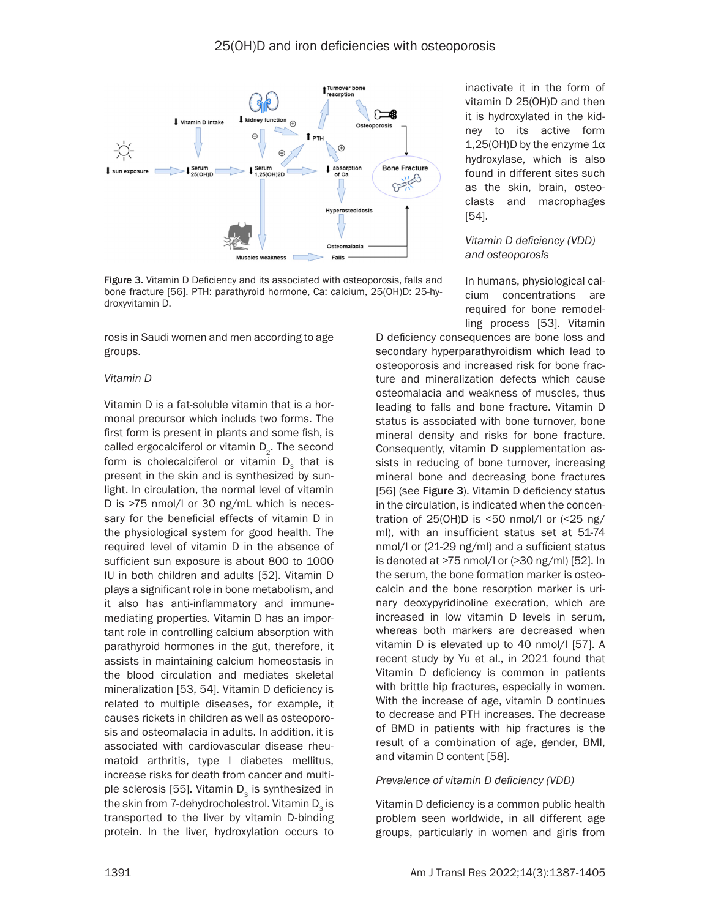Figure 3. Vitamin D Deficiency and its associated with osteoporosis, falls and bone fracture [56]. PTH: parathyroid hormone, Ca: calcium, 25(OH)D: 25-hydroxyvitamin D.

rosis in Saudi women and men according to age groups.

*Vitamin D*

Vitamin D is a fat-soluble vitamin that is a hormonal precursor which includs two forms. The first form is present in plants and some fish, is called ergocalciferol or vitamin $D_2$. The second form is cholecalciferol or vitamin $D_3$ that is present in the skin and is synthesized by sunlight. In circulation, the normal level of vitamin D is >75 nmol/l or 30 ng/mL which is necessary for the beneficial effects of vitamin D in the physiological system for good health. The required level of vitamin D in the absence of sufficient sun exposure is about 800 to 1000 IU in both children and adults [52]. Vitamin D plays a significant role in bone metabolism, and it also has anti-inflammatory and immune-mediating properties. Vitamin D has an important role in controlling calcium absorption with parathyroid hormones in the gut, therefore, it assists in maintaining calcium homeostasis in the blood circulation and mediates skeletal mineralization [53, 54]. Vitamin D deficiency is related to multiple diseases, for example, it causes rickets in children as well as osteoporosis and osteomalacia in adults. In addition, it is associated with cardiovascular disease rheumatoid arthritis, type I diabetes mellitus, increase risks for death from cancer and multiple sclerosis [55]. Vitamin $D_3$ is synthesized in the skin from 7-dehydrocholestrol. Vitamin $D_3$ is transported to the liver by vitamin D-binding protein. In the liver, hydroxylation occurs to inactivate it in the form of vitamin D 25(OH)D and then it is hydroxylated in the kidney to its active form 1,25(OH)D by the enzyme 1α hydroxylase, which is also found in different sites such as the skin, brain, osteoclasts and macrophages [54].

*Vitamin D deficiency (VDD) and osteoporosis*

In humans, physiological calcium concentrations are required for bone remodelling process [53]. Vitamin D deficiency consequences are bone loss and secondary hyperparathyroidism which lead to osteoporosis and increased risk for bone fracture and mineralization defects which cause osteomalacia and weakness of muscles, thus leading to falls and bone fracture. Vitamin D status is associated with bone turnover, bone mineral density and risks for bone fracture. Consequently, vitamin D supplementation assists in reducing of bone turnover, increasing mineral bone and decreasing bone fractures [56] (see **Figure 3**). Vitamin D deficiency status in the circulation, is indicated when the concentration of 25(OH)D is <50 nmol/l or (<25 ng/ml), with an insufficient status set at 51-74 nmol/l or (21-29 ng/ml) and a sufficient status is denoted at >75 nmol/l or (>30 ng/ml) [52]. In the serum, the bone formation marker is osteocalcin and the bone resorption marker is urinary deoxypyridinoline exceration, which are increased in low vitamin D levels in serum, whereas both markers are decreased when vitamin D is elevated up to 40 nmol/l [57]. A recent study by Yu et al., in 2021 found that Vitamin D deficiency is common in patients with brittle hip fractures, especially in women. With the increase of age, vitamin D continues to decrease and PTH increases. The decrease of BMD in patients with hip fractures is the result of a combination of age, gender, BMI, and vitamin D content [58].

*Prevalence of vitamin D deficiency (VDD)*

Vitamin D deficiency is a common public health problem seen worldwide, in all different age groups, particularly in women and girls from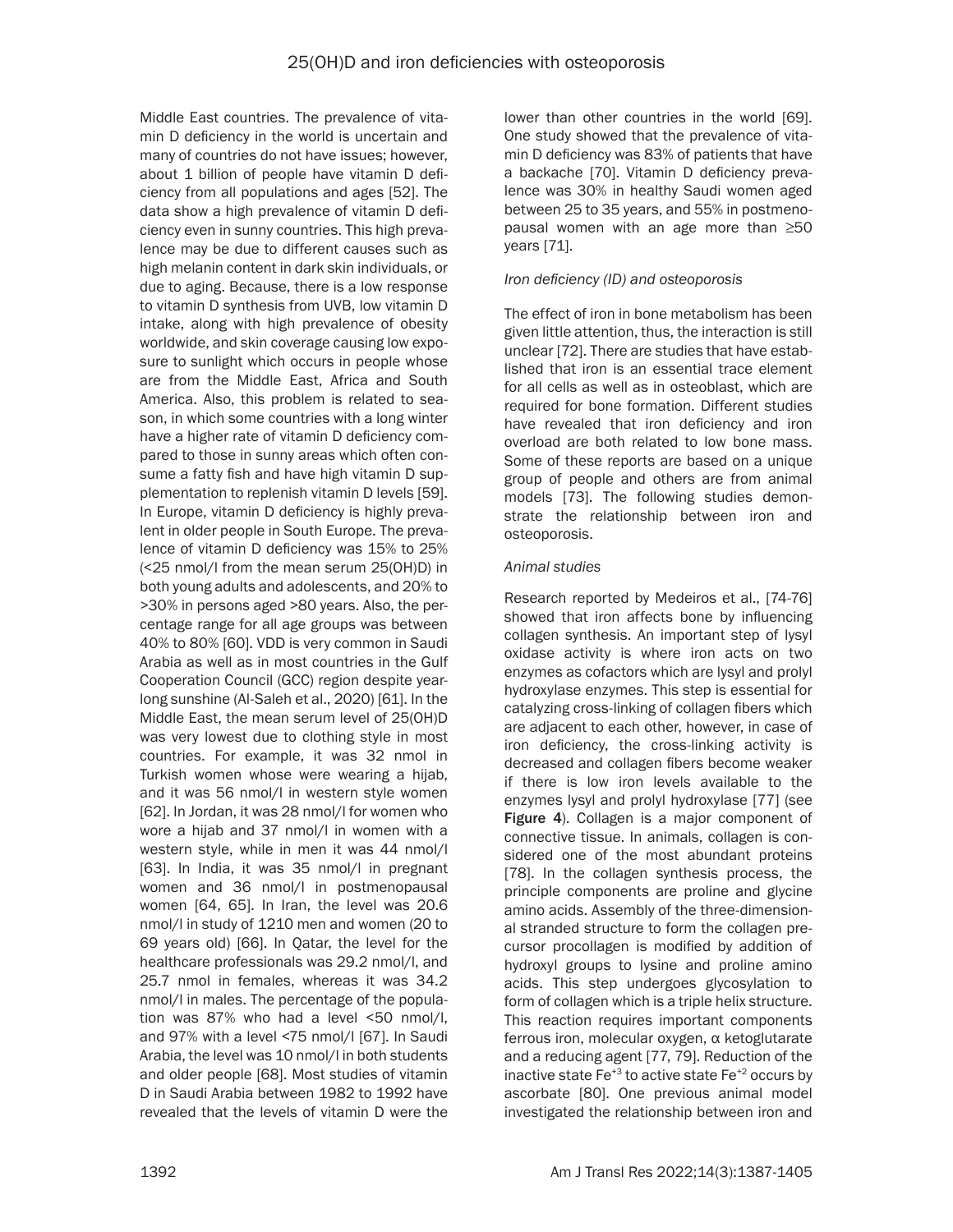Middle East countries. The prevalence of vitamin D deficiency in the world is uncertain and many of countries do not have issues; however, about 1 billion of people have vitamin D deficiency from all populations and ages [52]. The data show a high prevalence of vitamin D deficiency even in sunny countries. This high prevalence may be due to different causes such as high melanin content in dark skin individuals, or due to aging. Because, there is a low response to vitamin D synthesis from UVB, low vitamin D intake, along with high prevalence of obesity worldwide, and skin coverage causing low exposure to sunlight which occurs in people whose are from the Middle East, Africa and South America. Also, this problem is related to season, in which some countries with a long winter have a higher rate of vitamin D deficiency compared to those in sunny areas which often consume a fatty fish and have high vitamin D supplementation to replenish vitamin D levels [59]. In Europe, vitamin D deficiency is highly prevalent in older people in South Europe. The prevalence of vitamin D deficiency was 15% to 25% (<25 nmol/l from the mean serum 25(OH)D) in both young adults and adolescents, and 20% to >30% in persons aged >80 years. Also, the percentage range for all age groups was between 40% to 80% [60]. VDD is very common in Saudi Arabia as well as in most countries in the Gulf Cooperation Council (GCC) region despite yearlong sunshine (Al-Saleh et al., 2020) [61]. In the Middle East, the mean serum level of 25(OH)D was very lowest due to clothing style in most countries. For example, it was 32 nmol in Turkish women whose were wearing a hijab, and it was 56 nmol/l in western style women [62]. In Jordan, it was 28 nmol/l for women who wore a hijab and 37 nmol/l in women with a western style, while in men it was 44 nmol/l [63]. In India, it was 35 nmol/l in pregnant women and 36 nmol/l in postmenopausal women [64, 65]. In Iran, the level was 20.6 nmol/l in study of 1210 men and women (20 to 69 years old) [66]. In Qatar, the level for the healthcare professionals was 29.2 nmol/l, and 25.7 nmol in females, whereas it was 34.2 nmol/l in males. The percentage of the population was 87% who had a level <50 nmol/l, and 97% with a level <75 nmol/l [67]. In Saudi Arabia, the level was 10 nmol/l in both students and older people [68]. Most studies of vitamin D in Saudi Arabia between 1982 to 1992 have revealed that the levels of vitamin D were the lower than other countries in the world [69]. One study showed that the prevalence of vitamin D deficiency was 83% of patients that have a backache [70]. Vitamin D deficiency prevalence was 30% in healthy Saudi women aged between 25 to 35 years, and 55% in postmenopausal women with an age more than ≥50 years [71].

*Iron deficiency (ID) and osteoporosis*

The effect of iron in bone metabolism has been given little attention, thus, the interaction is still unclear [72]. There are studies that have established that iron is an essential trace element for all cells as well as in osteoblast, which are required for bone formation. Different studies have revealed that iron deficiency and iron overload are both related to low bone mass. Some of these reports are based on a unique group of people and others are from animal models [73]. The following studies demonstrate the relationship between iron and osteoporosis.

*Animal studies*

Research reported by Medeiros et al., [74-76] showed that iron affects bone by influencing collagen synthesis. An important step of lysyl oxidase activity is where iron acts on two enzymes as cofactors which are lysyl and prolyl hydroxylase enzymes. This step is essential for catalyzing cross-linking of collagen fibers which are adjacent to each other, however, in case of iron deficiency, the cross-linking activity is decreased and collagen fibers become weaker if there is low iron levels available to the enzymes lysyl and prolyl hydroxylase [77] (see **Figure 4**). Collagen is a major component of connective tissue. In animals, collagen is considered one of the most abundant proteins [78]. In the collagen synthesis process, the principle components are proline and glycine amino acids. Assembly of the three-dimensional stranded structure to form the collagen precursor procollagen is modified by addition of hydroxyl groups to lysine and proline amino acids. This step undergoes glycosylation to form of collagen which is a triple helix structure. This reaction requires important components ferrous iron, molecular oxygen, α ketoglutarate and a reducing agent [77, 79]. Reduction of the inactive state $Fe^{+3}$ to active state $Fe^{+2}$ occurs by ascorbate [80]. One previous animal model investigated the relationship between iron and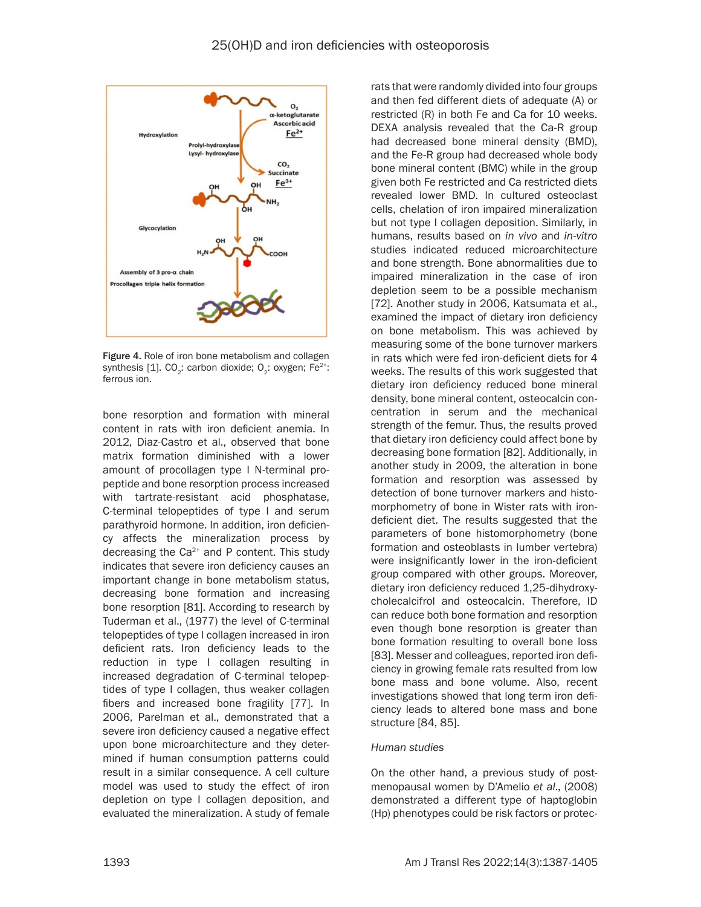Figure 4. Role of iron bone metabolism and collagen synthesis [1]. $CO_2$: carbon dioxide; $O_2$: oxygen; $Fe^{2+}$: ferrous ion.

bone resorption and formation with mineral content in rats with iron deficient anemia. In 2012, Diaz-Castro et al., observed that bone matrix formation diminished with a lower amount of procollagen type I N-terminal propeptide and bone resorption process increased with tartrate-resistant acid phosphatase, C-terminal telopeptides of type I and serum parathyroid hormone. In addition, iron deficiency affects the mineralization process by decreasing the $Ca^{2+}$ and P content. This study indicates that severe iron deficiency causes an important change in bone metabolism status, decreasing bone formation and increasing bone resorption [81]. According to research by Tuderman et al., (1977) the level of C-terminal telopeptides of type I collagen increased in iron deficient rats. Iron deficiency leads to the reduction in type I collagen resulting in increased degradation of C-terminal telopeptides of type I collagen, thus weaker collagen fibers and increased bone fragility [77]. In 2006, Parelman et al., demonstrated that a severe iron deficiency caused a negative effect upon bone microarchitecture and they determined if human consumption patterns could result in a similar consequence. A cell culture model was used to study the effect of iron depletion on type I collagen deposition, and evaluated the mineralization. A study of female rats that were randomly divided into four groups and then fed different diets of adequate (A) or restricted (R) in both Fe and Ca for 10 weeks. DEXA analysis revealed that the Ca-R group had decreased bone mineral density (BMD), and the Fe-R group had decreased whole body bone mineral content (BMC) while in the group given both Fe restricted and Ca restricted diets revealed lower BMD. In cultured osteoclast cells, chelation of iron impaired mineralization but not type I collagen deposition. Similarly, in humans, results based on *in vivo* and *in-vitro* studies indicated reduced microarchitecture and bone strength. Bone abnormalities due to impaired mineralization in the case of iron depletion seem to be a possible mechanism [72]. Another study in 2006, Katsumata et al., examined the impact of dietary iron deficiency on bone metabolism. This was achieved by measuring some of the bone turnover markers in rats which were fed iron-deficient diets for 4 weeks. The results of this work suggested that dietary iron deficiency reduced bone mineral density, bone mineral content, osteocalcin concentration in serum and the mechanical strength of the femur. Thus, the results proved that dietary iron deficiency could affect bone by decreasing bone formation [82]. Additionally, in another study in 2009, the alteration in bone formation and resorption was assessed by detection of bone turnover markers and histomorphometry of bone in Wister rats with iron-deficient diet. The results suggested that the parameters of bone histomorphometry (bone formation and osteoblasts in lumber vertebra) were insignificantly lower in the iron-deficient group compared with other groups. Moreover, dietary iron deficiency reduced 1,25-dihydroxycholecalcifrol and osteocalcin. Therefore, ID can reduce both bone formation and resorption even though bone resorption is greater than bone formation resulting to overall bone loss [83]. Messer and colleagues, reported iron deficiency in growing female rats resulted from low bone mass and bone volume. Also, recent investigations showed that long term iron deficiency leads to altered bone mass and bone structure [84, 85].

*Human studies*

On the other hand, a previous study of postmenopausal women by D'Amelio *et al*., (2008) demonstrated a different type of haptoglobin (Hp) phenotypes could be risk factors or protec-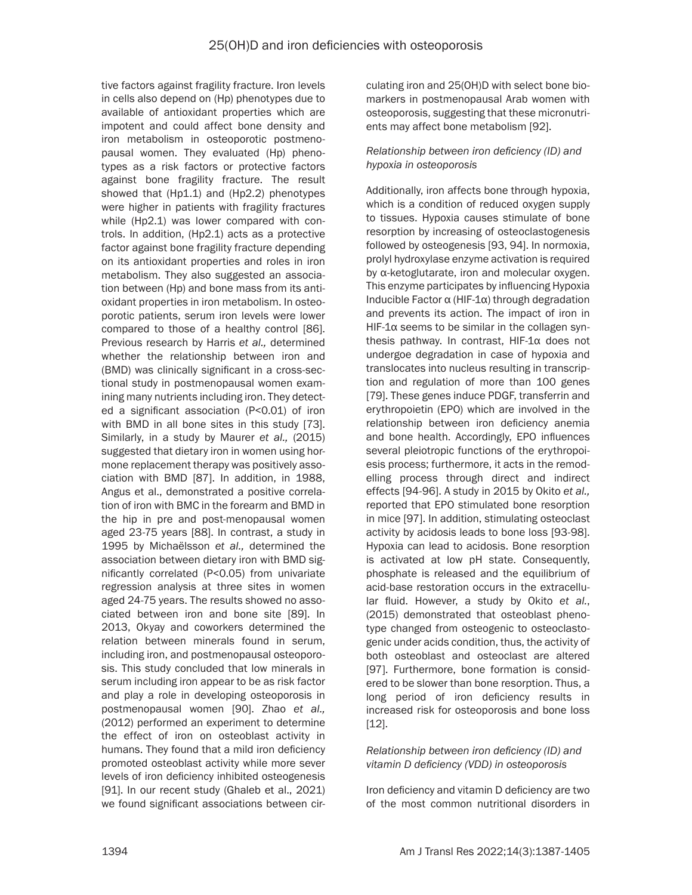tive factors against fragility fracture. Iron levels in cells also depend on (Hp) phenotypes due to available of antioxidant properties which are impotent and could affect bone density and iron metabolism in osteoporotic postmenopausal women. They evaluated (Hp) phenotypes as a risk factors or protective factors against bone fragility fracture. The result showed that (Hp1.1) and (Hp2.2) phenotypes were higher in patients with fragility fractures while (Hp2.1) was lower compared with controls. In addition, (Hp2.1) acts as a protective factor against bone fragility fracture depending on its antioxidant properties and roles in iron metabolism. They also suggested an association between (Hp) and bone mass from its antioxidant properties in iron metabolism. In osteoporotic patients, serum iron levels were lower compared to those of a healthy control [86]. Previous research by Harris *et al.,* determined whether the relationship between iron and (BMD) was clinically significant in a cross-sectional study in postmenopausal women examining many nutrients including iron. They detected a significant association ($P<0.01$) of iron with BMD in all bone sites in this study [73]. Similarly, in a study by Maurer *et al.,* (2015) suggested that dietary iron in women using hormone replacement therapy was positively association with BMD [87]. In addition, in 1988, Angus et al., demonstrated a positive correlation of iron with BMC in the forearm and BMD in the hip in pre and post-menopausal women aged 23-75 years [88]. In contrast, a study in 1995 by Michaëlsson *et al.,* determined the association between dietary iron with BMD significantly correlated ($P<0.05$) from univariate regression analysis at three sites in women aged 24-75 years. The results showed no associated between iron and bone site [89]. In 2013, Okyay and coworkers determined the relation between minerals found in serum, including iron, and postmenopausal osteoporosis. This study concluded that low minerals in serum including iron appear to be as risk factor and play a role in developing osteoporosis in postmenopausal women [90]. Zhao *et al.,* (2012) performed an experiment to determine the effect of iron on osteoblast activity in humans. They found that a mild iron deficiency promoted osteoblast activity while more sever levels of iron deficiency inhibited osteogenesis [91]. In our recent study (Ghaleb et al., 2021) we found significant associations between circulating iron and 25(OH)D with select bone biomarkers in postmenopausal Arab women with osteoporosis, suggesting that these micronutrients may affect bone metabolism [92].

*Relationship between iron deficiency (ID) and hypoxia in osteoporosis*

Additionally, iron affects bone through hypoxia, which is a condition of reduced oxygen supply to tissues. Hypoxia causes stimulate of bone resorption by increasing of osteoclastogenesis followed by osteogenesis [93, 94]. In normoxia, prolyl hydroxylase enzyme activation is required by α-ketoglutarate, iron and molecular oxygen. This enzyme participates by influencing Hypoxia Inducible Factor α (HIF-1α) through degradation and prevents its action. The impact of iron in HIF-1α seems to be similar in the collagen synthesis pathway. In contrast, HIF-1α does not undergoe degradation in case of hypoxia and translocates into nucleus resulting in transcription and regulation of more than 100 genes [79]. These genes induce PDGF, transferrin and erythropoietin (EPO) which are involved in the relationship between iron deficiency anemia and bone health. Accordingly, EPO influences several pleiotropic functions of the erythropoiesis process; furthermore, it acts in the remodelling process through direct and indirect effects [94-96]. A study in 2015 by Okito *et al.,* reported that EPO stimulated bone resorption in mice [97]. In addition, stimulating osteoclast activity by acidosis leads to bone loss [93-98]. Hypoxia can lead to acidosis. Bone resorption is activated at low pH state. Consequently, phosphate is released and the equilibrium of acid-base restoration occurs in the extracellular fluid. However, a study by Okito *et al.*, (2015) demonstrated that osteoblast phenotype changed from osteogenic to osteoclastogenic under acids condition, thus, the activity of both osteoblast and osteoclast are altered [97]. Furthermore, bone formation is considered to be slower than bone resorption. Thus, a long period of iron deficiency results in increased risk for osteoporosis and bone loss [12].

*Relationship between iron deficiency (ID) and vitamin D deficiency (VDD) in osteoporosis*

Iron deficiency and vitamin D deficiency are two of the most common nutritional disorders in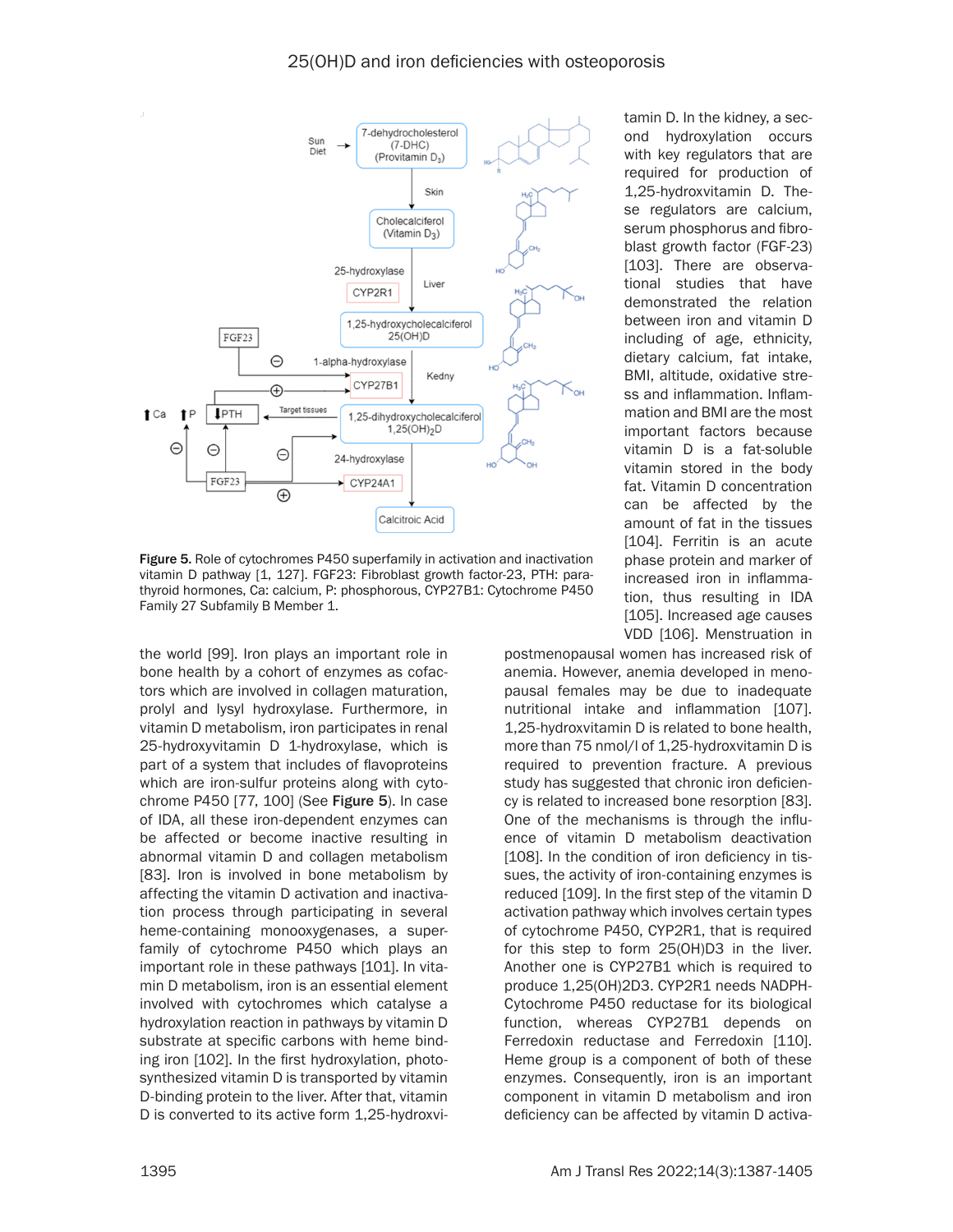Figure 5. Role of cytochromes P450 superfamily in activation and inactivation vitamin D pathway [1, 127]. FGF23: Fibroblast growth factor-23, PTH: parathyroid hormones, Ca: calcium, P: phosphorous, CYP27B1: Cytochrome P450 Family 27 Subfamily B Member 1.

the world [99]. Iron plays an important role in bone health by a cohort of enzymes as cofactors which are involved in collagen maturation, prolyl and lysyl hydroxylase. Furthermore, in vitamin D metabolism, iron participates in renal 25-hydroxyvitamin D 1-hydroxylase, which is part of a system that includes of flavoproteins which are iron-sulfur proteins along with cytochrome P450 [77, 100] (See **Figure 5**). In case of IDA, all these iron-dependent enzymes can be affected or become inactive resulting in abnormal vitamin D and collagen metabolism [83]. Iron is involved in bone metabolism by affecting the vitamin D activation and inactivation process through participating in several heme-containing monooxygenases, a superfamily of cytochrome P450 which plays an important role in these pathways [101]. In vitamin D metabolism, iron is an essential element involved with cytochromes which catalyse a hydroxylation reaction in pathways by vitamin D substrate at specific carbons with heme binding iron [102]. In the first hydroxylation, photosynthesized vitamin D is transported by vitamin D-binding protein to the liver. After that, vitamin D is converted to its active form 1,25-hydroxvitamin D. In the kidney, a second hydroxylation occurs with key regulators that are required for production of 1,25-hydroxvitamin D. These regulators are calcium, serum phosphorus and fibroblast growth factor (FGF-23) [103]. There are observational studies that have demonstrated the relation between iron and vitamin D including of age, ethnicity, dietary calcium, fat intake, BMI, altitude, oxidative stress and inflammation. Inflammation and BMI are the most important factors because vitamin D is a fat-soluble vitamin stored in the body fat. Vitamin D concentration can be affected by the amount of fat in the tissues [104]. Ferritin is an acute phase protein and marker of increased iron in inflammation, thus resulting in IDA [105]. Increased age causes VDD [106]. Menstruation in postmenopausal women has increased risk of anemia. However, anemia developed in menopausal females may be due to inadequate nutritional intake and inflammation [107]. 1,25-hydroxvitamin D is related to bone health, more than 75 nmol/l of 1,25-hydroxvitamin D is required to prevention fracture. A previous study has suggested that chronic iron deficiency is related to increased bone resorption [83]. One of the mechanisms is through the influence of vitamin D metabolism deactivation [108]. In the condition of iron deficiency in tissues, the activity of iron-containing enzymes is reduced [109]. In the first step of the vitamin D activation pathway which involves certain types of cytochrome P450, CYP2R1, that is required for this step to form 25(OH)D3 in the liver. Another one is CYP27B1 which is required to produce 1,25(OH)2D3. CYP2R1 needs NADPH-Cytochrome P450 reductase for its biological function, whereas CYP27B1 depends on Ferredoxin reductase and Ferredoxin [110]. Heme group is a component of both of these enzymes. Consequently, iron is an important component in vitamin D metabolism and iron deficiency can be affected by vitamin D activa-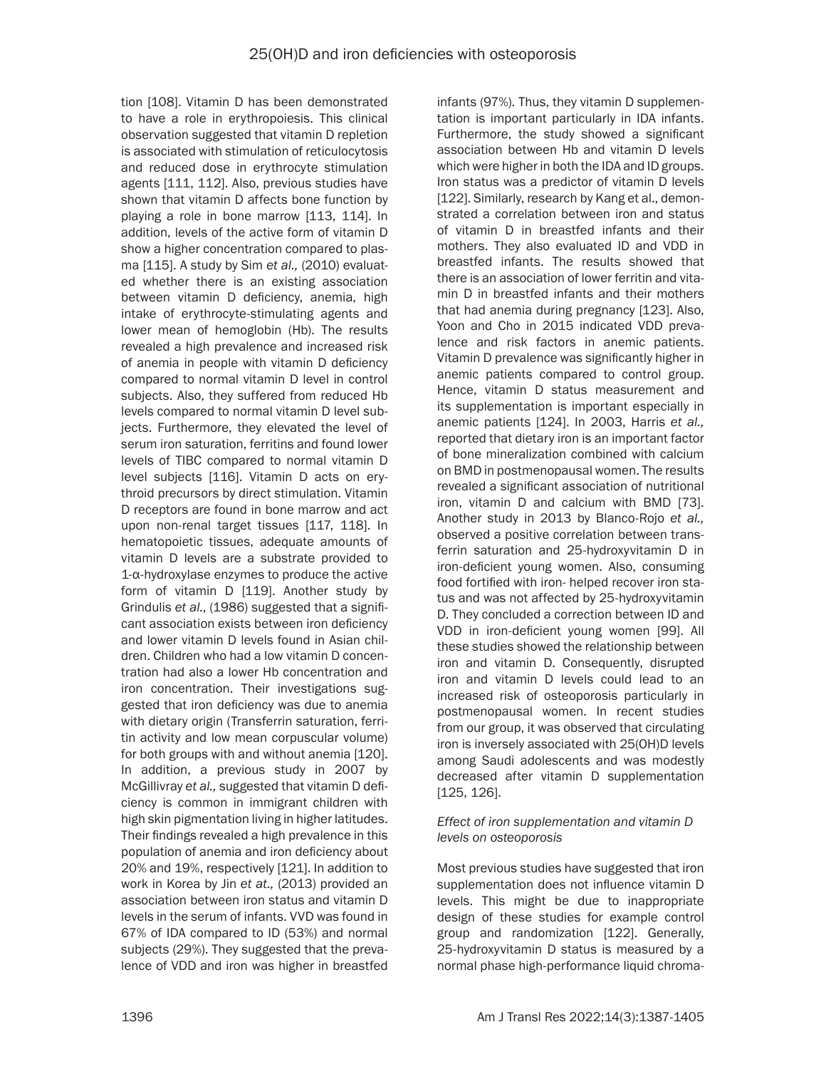tion [108]. Vitamin D has been demonstrated to have a role in erythropoiesis. This clinical observation suggested that vitamin D repletion is associated with stimulation of reticulocytosis and reduced dose in erythrocyte stimulation agents [111, 112]. Also, previous studies have shown that vitamin D affects bone function by playing a role in bone marrow [113, 114]. In addition, levels of the active form of vitamin D show a higher concentration compared to plasma [115]. A study by Sim *et al.,* (2010) evaluated whether there is an existing association between vitamin D deficiency, anemia, high intake of erythrocyte-stimulating agents and lower mean of hemoglobin (Hb). The results revealed a high prevalence and increased risk of anemia in people with vitamin D deficiency compared to normal vitamin D level in control subjects. Also, they suffered from reduced Hb levels compared to normal vitamin D level subjects. Furthermore, they elevated the level of serum iron saturation, ferritins and found lower levels of TIBC compared to normal vitamin D level subjects [116]. Vitamin D acts on erythroid precursors by direct stimulation. Vitamin D receptors are found in bone marrow and act upon non-renal target tissues [117, 118]. In hematopoietic tissues, adequate amounts of vitamin D levels are a substrate provided to 1-α-hydroxylase enzymes to produce the active form of vitamin D [119]. Another study by Grindulis *et al.*, (1986) suggested that a significant association exists between iron deficiency and lower vitamin D levels found in Asian children. Children who had a low vitamin D concentration had also a lower Hb concentration and iron concentration. Their investigations suggested that iron deficiency was due to anemia with dietary origin (Transferrin saturation, ferritin activity and low mean corpuscular volume) for both groups with and without anemia [120]. In addition, a previous study in 2007 by McGillivray *et al.,* suggested that vitamin D deficiency is common in immigrant children with high skin pigmentation living in higher latitudes. Their findings revealed a high prevalence in this population of anemia and iron deficiency about 20% and 19%, respectively [121]. In addition to work in Korea by Jin *et at.,* (2013) provided an association between iron status and vitamin D levels in the serum of infants. VVD was found in 67% of IDA compared to ID (53%) and normal subjects (29%). They suggested that the prevalence of VDD and iron was higher in breastfed infants (97%). Thus, they vitamin D supplementation is important particularly in IDA infants. Furthermore, the study showed a significant association between Hb and vitamin D levels which were higher in both the IDA and ID groups. Iron status was a predictor of vitamin D levels [122]. Similarly, research by Kang et al., demonstrated a correlation between iron and status of vitamin D in breastfed infants and their mothers. They also evaluated ID and VDD in breastfed infants. The results showed that there is an association of lower ferritin and vitamin D in breastfed infants and their mothers that had anemia during pregnancy [123]. Also, Yoon and Cho in 2015 indicated VDD prevalence and risk factors in anemic patients. Vitamin D prevalence was significantly higher in anemic patients compared to control group. Hence, vitamin D status measurement and its supplementation is important especially in anemic patients [124]. In 2003, Harris *et al.,* reported that dietary iron is an important factor of bone mineralization combined with calcium on BMD in postmenopausal women. The results revealed a significant association of nutritional iron, vitamin D and calcium with BMD [73]. Another study in 2013 by Blanco-Rojo *et al.,* observed a positive correlation between transferrin saturation and 25-hydroxyvitamin D in iron-deficient young women. Also, consuming food fortified with iron- helped recover iron status and was not affected by 25-hydroxyvitamin D. They concluded a correction between ID and VDD in iron-deficient young women [99]. All these studies showed the relationship between iron and vitamin D. Consequently, disrupted iron and vitamin D levels could lead to an increased risk of osteoporosis particularly in postmenopausal women. In recent studies from our group, it was observed that circulating iron is inversely associated with 25(OH)D levels among Saudi adolescents and was modestly decreased after vitamin D supplementation [125, 126].

### *Effect of iron supplementation and vitamin D levels on osteoporosis*

Most previous studies have suggested that iron supplementation does not influence vitamin D levels. This might be due to inappropriate design of these studies for example control group and randomization [122]. Generally, 25-hydroxyvitamin D status is measured by a normal phase high-performance liquid chroma-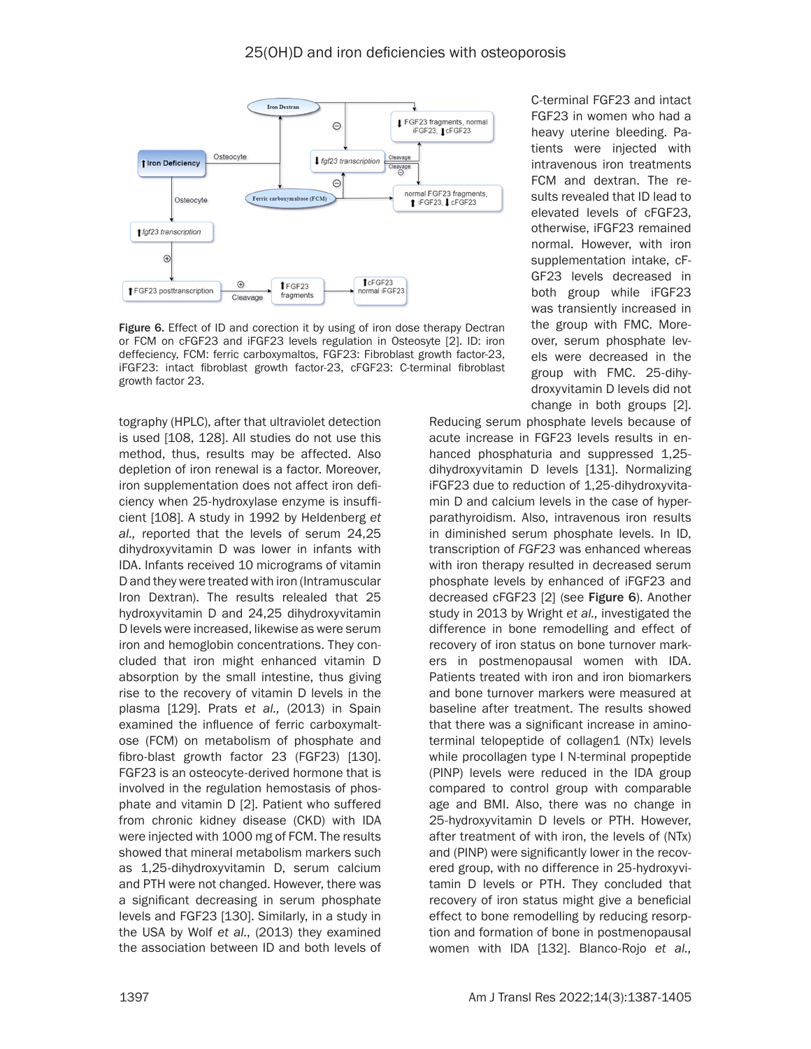Figure 6. Effect of ID and corection it by using of iron dose therapy Dectran or FCM on cFGF23 and iFGF23 levels regulation in Osteosyte [2]. ID: iron deffeciency, FCM: ferric carboxymaltos, FGF23: Fibroblast growth factor-23, iFGF23: intact fibroblast growth factor-23, cFGF23: C-terminal fibroblast growth factor 23.

tography (HPLC), after that ultraviolet detection is used [108, 128]. All studies do not use this method, thus, results may be affected. Also depletion of iron renewal is a factor. Moreover, iron supplementation does not affect iron deficiency when 25-hydroxylase enzyme is insufficient [108]. A study in 1992 by Heldenberg *et al.,* reported that the levels of serum 24,25 dihydroxyvitamin D was lower in infants with IDA. Infants received 10 micrograms of vitamin D and they were treated with iron (Intramuscular Iron Dextran). The results relealed that 25 hydroxyvitamin D and 24,25 dihydroxyvitamin D levels were increased, likewise as were serum iron and hemoglobin concentrations. They concluded that iron might enhanced vitamin D absorption by the small intestine, thus giving rise to the recovery of vitamin D levels in the plasma [129]. Prats *et al.,* (2013) in Spain examined the influence of ferric carboxymaltose (FCM) on metabolism of phosphate and fibro-blast growth factor 23 (FGF23) [130]. FGF23 is an osteocyte-derived hormone that is involved in the regulation hemostasis of phosphate and vitamin D [2]. Patient who suffered from chronic kidney disease (CKD) with IDA were injected with 1000 mg of FCM. The results showed that mineral metabolism markers such as 1,25-dihydroxyvitamin D, serum calcium and PTH were not changed. However, there was a significant decreasing in serum phosphate levels and FGF23 [130]. Similarly, in a study in the USA by Wolf *et al.*, (2013) they examined the association between ID and both levels of C-terminal FGF23 and intact FGF23 in women who had a heavy uterine bleeding. Patients were injected with intravenous iron treatments FCM and dextran. The results revealed that ID lead to elevated levels of cFGF23, otherwise, iFGF23 remained normal. However, with iron supplementation intake, cFGF23 levels decreased in both group while iFGF23 was transiently increased in the group with FMC. Moreover, serum phosphate levels were decreased in the group with FMC. 25-dihydroxyvitamin D levels did not change in both groups [2]. Reducing serum phosphate levels because of acute increase in FGF23 levels results in enhanced phosphaturia and suppressed 1,25-dihydroxyvitamin D levels [131]. Normalizing iFGF23 due to reduction of 1,25-dihydroxyvitamin D and calcium levels in the case of hyperparathyroidism. Also, intravenous iron results in diminished serum phosphate levels. In ID, transcription of *FGF23* was enhanced whereas with iron therapy resulted in decreased serum phosphate levels by enhanced of iFGF23 and decreased cFGF23 [2] (see **Figure 6**). Another study in 2013 by Wright *et al.,* investigated the difference in bone remodelling and effect of recovery of iron status on bone turnover markers in postmenopausal women with IDA. Patients treated with iron and iron biomarkers and bone turnover markers were measured at baseline after treatment. The results showed that there was a significant increase in aminoterminal telopeptide of collagen1 (NTx) levels while procollagen type I N-terminal propeptide (PINP) levels were reduced in the IDA group compared to control group with comparable age and BMI. Also, there was no change in 25-hydroxyvitamin D levels or PTH. However, after treatment of with iron, the levels of (NTx) and (PINP) were significantly lower in the recovered group, with no difference in 25-hydroxyvitamin D levels or PTH. They concluded that recovery of iron status might give a beneficial effect to bone remodelling by reducing resorption and formation of bone in postmenopausal women with IDA [132]. Blanco-Rojo *et al.,*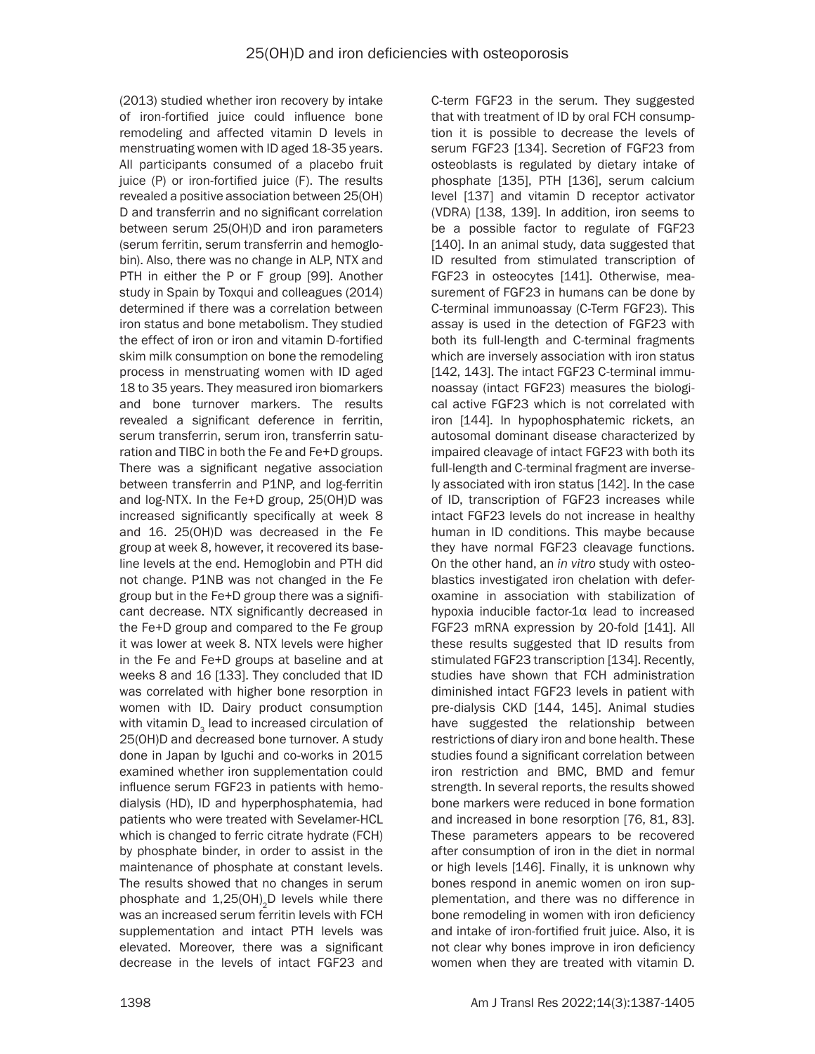(2013) studied whether iron recovery by intake of iron-fortified juice could influence bone remodeling and affected vitamin D levels in menstruating women with ID aged 18-35 years. All participants consumed of a placebo fruit juice (P) or iron-fortified juice (F). The results revealed a positive association between 25(OH)D and transferrin and no significant correlation between serum 25(OH)D and iron parameters (serum ferritin, serum transferrin and hemoglobin). Also, there was no change in ALP, NTX and PTH in either the P or F group [99]. Another study in Spain by Toxqui and colleagues (2014) determined if there was a correlation between iron status and bone metabolism. They studied the effect of iron or iron and vitamin D-fortified skim milk consumption on bone the remodeling process in menstruating women with ID aged 18 to 35 years. They measured iron biomarkers and bone turnover markers. The results revealed a significant deference in ferritin, serum transferrin, serum iron, transferrin saturation and TIBC in both the Fe and Fe+D groups. There was a significant negative association between transferrin and P1NP, and log-ferritin and log-NTX. In the Fe+D group, 25(OH)D was increased significantly specifically at week 8 and 16. 25(OH)D was decreased in the Fe group at week 8, however, it recovered its baseline levels at the end. Hemoglobin and PTH did not change. P1NB was not changed in the Fe group but in the Fe+D group there was a significant decrease. NTX significantly decreased in the Fe+D group and compared to the Fe group it was lower at week 8. NTX levels were higher in the Fe and Fe+D groups at baseline and at weeks 8 and 16 [133]. They concluded that ID was correlated with higher bone resorption in women with ID. Dairy product consumption with vitamin $D_3$ lead to increased circulation of 25(OH)D and decreased bone turnover. A study done in Japan by Iguchi and co-works in 2015 examined whether iron supplementation could influence serum FGF23 in patients with hemodialysis (HD), ID and hyperphosphatemia, had patients who were treated with Sevelamer-HCL which is changed to ferric citrate hydrate (FCH) by phosphate binder, in order to assist in the maintenance of phosphate at constant levels. The results showed that no changes in serum phosphate and $1,25(OH)_2D$ levels while there was an increased serum ferritin levels with FCH supplementation and intact PTH levels was elevated. Moreover, there was a significant decrease in the levels of intact FGF23 and C-term FGF23 in the serum. They suggested that with treatment of ID by oral FCH consumption it is possible to decrease the levels of serum FGF23 [134]. Secretion of FGF23 from osteoblasts is regulated by dietary intake of phosphate [135], PTH [136], serum calcium level [137] and vitamin D receptor activator (VDRA) [138, 139]. In addition, iron seems to be a possible factor to regulate of FGF23 [140]. In an animal study, data suggested that ID resulted from stimulated transcription of FGF23 in osteocytes [141]. Otherwise, measurement of FGF23 in humans can be done by C-terminal immunoassay (C-Term FGF23). This assay is used in the detection of FGF23 with both its full-length and C-terminal fragments which are inversely association with iron status [142, 143]. The intact FGF23 C-terminal immunoassay (intact FGF23) measures the biological active FGF23 which is not correlated with iron [144]. In hypophosphatemic rickets, an autosomal dominant disease characterized by impaired cleavage of intact FGF23 with both its full-length and C-terminal fragment are inversely associated with iron status [142]. In the case of ID, transcription of FGF23 increases while intact FGF23 levels do not increase in healthy human in ID conditions. This maybe because they have normal FGF23 cleavage functions. On the other hand, an *in vitro* study with osteoblastics investigated iron chelation with deferoxamine in association with stabilization of hypoxia inducible factor-1α lead to increased FGF23 mRNA expression by 20-fold [141]. All these results suggested that ID results from stimulated FGF23 transcription [134]. Recently, studies have shown that FCH administration diminished intact FGF23 levels in patient with pre-dialysis CKD [144, 145]. Animal studies have suggested the relationship between restrictions of diary iron and bone health. These studies found a significant correlation between iron restriction and BMC, BMD and femur strength. In several reports, the results showed bone markers were reduced in bone formation and increased in bone resorption [76, 81, 83]. These parameters appears to be recovered after consumption of iron in the diet in normal or high levels [146]. Finally, it is unknown why bones respond in anemic women on iron supplementation, and there was no difference in bone remodeling in women with iron deficiency and intake of iron-fortified fruit juice. Also, it is not clear why bones improve in iron deficiency women when they are treated with vitamin D.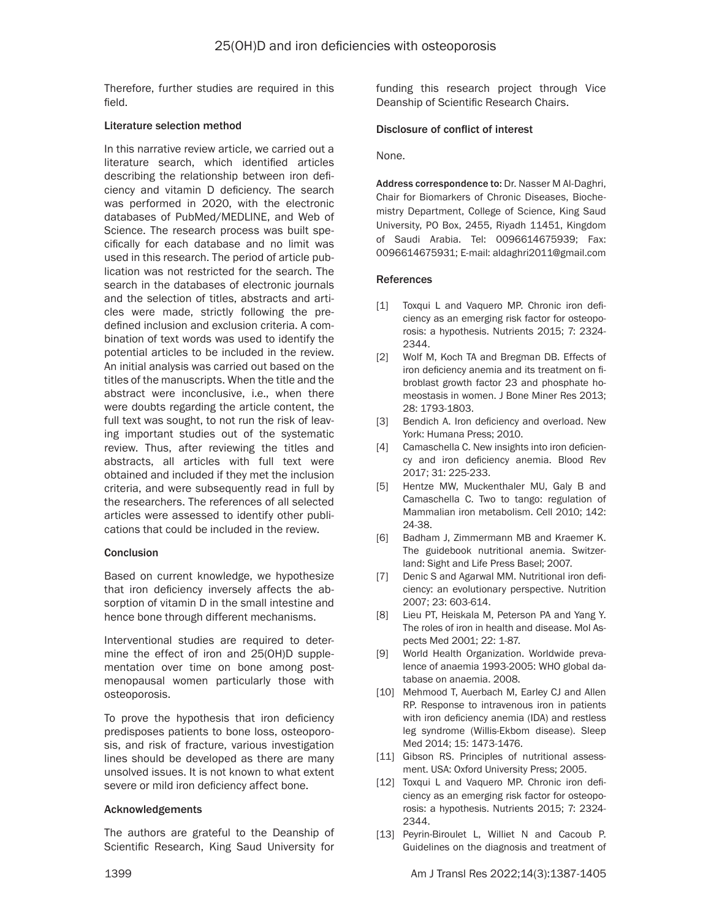Therefore, further studies are required in this field.

### Literature selection method

In this narrative review article, we carried out a literature search, which identified articles describing the relationship between iron deficiency and vitamin D deficiency. The search was performed in 2020, with the electronic databases of PubMed/MEDLINE, and Web of Science. The research process was built specifically for each database and no limit was used in this research. The period of article publication was not restricted for the search. The search in the databases of electronic journals and the selection of titles, abstracts and articles were made, strictly following the predefined inclusion and exclusion criteria. A combination of text words was used to identify the potential articles to be included in the review. An initial analysis was carried out based on the titles of the manuscripts. When the title and the abstract were inconclusive, i.e., when there were doubts regarding the article content, the full text was sought, to not run the risk of leaving important studies out of the systematic review. Thus, after reviewing the titles and abstracts, all articles with full text were obtained and included if they met the inclusion criteria, and were subsequently read in full by the researchers. The references of all selected articles were assessed to identify other publications that could be included in the review.

### Conclusion

Based on current knowledge, we hypothesize that iron deficiency inversely affects the absorption of vitamin D in the small intestine and hence bone through different mechanisms.

Interventional studies are required to determine the effect of iron and 25(OH)D supplementation over time on bone among postmenopausal women particularly those with osteoporosis.

To prove the hypothesis that iron deficiency predisposes patients to bone loss, osteoporosis, and risk of fracture, various investigation lines should be developed as there are many unsolved issues. It is not known to what extent severe or mild iron deficiency affect bone.

### Acknowledgements

The authors are grateful to the Deanship of Scientific Research, King Saud University for funding this research project through Vice Deanship of Scientific Research Chairs.

### Disclosure of conflict of interest

None.

**Address correspondence to:** Dr. Nasser M Al-Daghri, Chair for Biomarkers of Chronic Diseases, Biochemistry Department, College of Science, King Saud University, PO Box, 2455, Riyadh 11451, Kingdom of Saudi Arabia. Tel: 0096614675939; Fax: 0096614675931; E-mail: aldaghri2011@gmail.com

### References

[1] Toxqui L and Vaquero MP. Chronic iron deficiency as an emerging risk factor for osteoporosis: a hypothesis. Nutrients 2015; 7: 2324-2344.

[2] Wolf M, Koch TA and Bregman DB. Effects of iron deficiency anemia and its treatment on fibroblast growth factor 23 and phosphate homeostasis in women. J Bone Miner Res 2013; 28: 1793-1803.

[3] Bendich A. Iron deficiency and overload. New York: Humana Press; 2010.

[4] Camaschella C. New insights into iron deficiency and iron deficiency anemia. Blood Rev 2017; 31: 225-233.

[5] Hentze MW, Muckenthaler MU, Galy B and Camaschella C. Two to tango: regulation of Mammalian iron metabolism. Cell 2010; 142: 24-38.

[6] Badham J, Zimmermann MB and Kraemer K. The guidebook nutritional anemia. Switzerland: Sight and Life Press Basel; 2007.

[7] Denic S and Agarwal MM. Nutritional iron deficiency: an evolutionary perspective. Nutrition 2007; 23: 603-614.

[8] Lieu PT, Heiskala M, Peterson PA and Yang Y. The roles of iron in health and disease. Mol Aspects Med 2001; 22: 1-87.

[9] World Health Organization. Worldwide prevalence of anaemia 1993-2005: WHO global database on anaemia. 2008.

[10] Mehmood T, Auerbach M, Earley CJ and Allen RP. Response to intravenous iron in patients with iron deficiency anemia (IDA) and restless leg syndrome (Willis-Ekbom disease). Sleep Med 2014; 15: 1473-1476.

[11] Gibson RS. Principles of nutritional assessment. USA: Oxford University Press; 2005.

[12] Toxqui L and Vaquero MP. Chronic iron deficiency as an emerging risk factor for osteoporosis: a hypothesis. Nutrients 2015; 7: 2324-2344.

[13] Peyrin-Biroulet L, Williet N and Cacoub P. Guidelines on the diagnosis and treatment of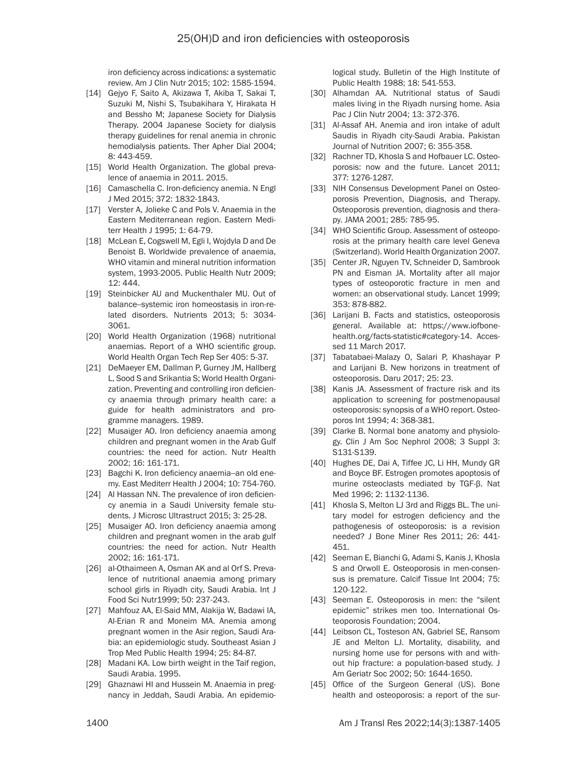iron deficiency across indications: a systematic review. Am J Clin Nutr 2015; 102: 1585-1594.

[14] Gejyo F, Saito A, Akizawa T, Akiba T, Sakai T, Suzuki M, Nishi S, Tsubakihara Y, Hirakata H and Bessho M; Japanese Society for Dialysis Therapy. 2004 Japanese Society for dialysis therapy guidelines for renal anemia in chronic hemodialysis patients. Ther Apher Dial 2004; 8: 443-459.

[15] World Health Organization. The global prevalence of anaemia in 2011. 2015.

[16] Camaschella C. Iron-deficiency anemia. N Engl J Med 2015; 372: 1832-1843.

[17] Verster A, Jolieke C and Pols V. Anaemia in the Eastern Mediterranean region. Eastern Mediterr Health J 1995; 1: 64-79.

[18] McLean E, Cogswell M, Egli I, Wojdyla D and De Benoist B. Worldwide prevalence of anaemia, WHO vitamin and mineral nutrition information system, 1993-2005. Public Health Nutr 2009; 12: 444.

[19] Steinbicker AU and Muckenthaler MU. Out of balance--systemic iron homeostasis in iron-related disorders. Nutrients 2013; 5: 3034-3061.

[20] World Health Organization (1968) nutritional anaemias. Report of a WHO scientific group. World Health Organ Tech Rep Ser 405: 5-37.

[21] DeMaeyer EM, Dallman P, Gurney JM, Hallberg L, Sood S and Srikantia S; World Health Organization. Preventing and controlling iron deficiency anaemia through primary health care: a guide for health administrators and programme managers. 1989.

[22] Musaiger AO. Iron deficiency anaemia among children and pregnant women in the Arab Gulf countries: the need for action. Nutr Health 2002; 16: 161-171.

[23] Bagchi K. Iron deficiency anaemia--an old enemy. East Mediterr Health J 2004; 10: 754-760.

[24] Al Hassan NN. The prevalence of iron deficiency anemia in a Saudi University female students. J Microsc Ultrastruct 2015; 3: 25-28.

[25] Musaiger AO. Iron deficiency anaemia among children and pregnant women in the arab gulf countries: the need for action. Nutr Health 2002; 16: 161-171.

[26] al-Othaimeen A, Osman AK and al Orf S. Prevalence of nutritional anaemia among primary school girls in Riyadh city, Saudi Arabia. Int J Food Sci Nutr1999; 50: 237-243.

[27] Mahfouz AA, El-Said MM, Alakija W, Badawi IA, Al-Erian R and Moneim MA. Anemia among pregnant women in the Asir region, Saudi Arabia: an epidemiologic study. Southeast Asian J Trop Med Public Health 1994; 25: 84-87.

[28] Madani KA. Low birth weight in the Taif region, Saudi Arabia. 1995.

[29] Ghaznawi HI and Hussein M. Anaemia in pregnancy in Jeddah, Saudi Arabia. An epidemiological study. Bulletin of the High Institute of Public Health 1988; 18: 541-553.

[30] Alhamdan AA. Nutritional status of Saudi males living in the Riyadh nursing home. Asia Pac J Clin Nutr 2004; 13: 372-376.

[31] Al-Assaf AH. Anemia and iron intake of adult Saudis in Riyadh city-Saudi Arabia. Pakistan Journal of Nutrition 2007; 6: 355-358.

[32] Rachner TD, Khosla S and Hofbauer LC. Osteoporosis: now and the future. Lancet 2011; 377: 1276-1287.

[33] NIH Consensus Development Panel on Osteoporosis Prevention, Diagnosis, and Therapy. Osteoporosis prevention, diagnosis and therapy. JAMA 2001; 285: 785-95.

[34] WHO Scientific Group. Assessment of osteoporosis at the primary health care level Geneva (Switzerland). World Health Organization 2007.

[35] Center JR, Nguyen TV, Schneider D, Sambrook PN and Eisman JA. Mortality after all major types of osteoporotic fracture in men and women: an observational study. Lancet 1999; 353: 878-882.

[36] Larijani B. Facts and statistics, osteoporosis general. Available at: https://www.iofbonehealth.org/facts-statistic#category-14. Accessed 11 March 2017.

[37] Tabatabaei-Malazy O, Salari P, Khashayar P and Larijani B. New horizons in treatment of osteoporosis. Daru 2017; 25: 23.

[38] Kanis JA. Assessment of fracture risk and its application to screening for postmenopausal osteoporosis: synopsis of a WHO report. Osteoporos Int 1994; 4: 368-381.

[39] Clarke B. Normal bone anatomy and physiology. Clin J Am Soc Nephrol 2008; 3 Suppl 3: S131-S139.

[40] Hughes DE, Dai A, Tiffee JC, Li HH, Mundy GR and Boyce BF. Estrogen promotes apoptosis of murine osteoclasts mediated by TGF-β. Nat Med 1996; 2: 1132-1136.

[41] Khosla S, Melton LJ 3rd and Riggs BL. The unitary model for estrogen deficiency and the pathogenesis of osteoporosis: is a revision needed? J Bone Miner Res 2011; 26: 441-451.

[42] Seeman E, Bianchi G, Adami S, Kanis J, Khosla S and Orwoll E. Osteoporosis in men-consensus is premature. Calcif Tissue Int 2004; 75: 120-122.

[43] Seeman E. Osteoporosis in men: the "silent epidemic" strikes men too. International Osteoporosis Foundation; 2004.

[44] Leibson CL, Tosteson AN, Gabriel SE, Ransom JE and Melton LJ. Mortality, disability, and nursing home use for persons with and without hip fracture: a population-based study. J Am Geriatr Soc 2002; 50: 1644-1650.

[45] Office of the Surgeon General (US). Bone health and osteoporosis: a report of the sur-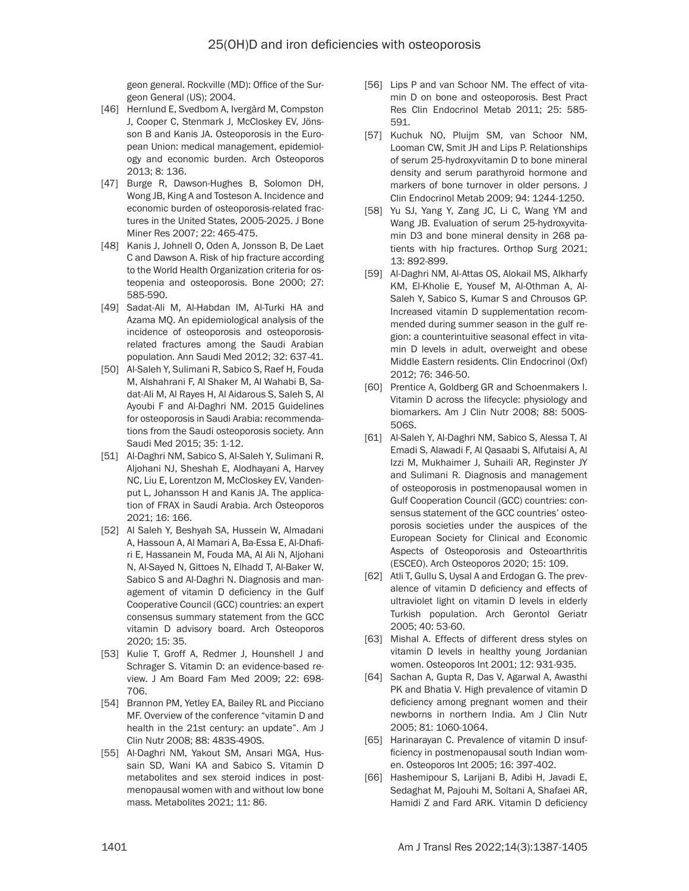geon general. Rockville (MD): Office of the Surgeon General (US); 2004.

[46] Hernlund E, Svedbom A, Ivergård M, Compston J, Cooper C, Stenmark J, McCloskey EV, Jönsson B and Kanis JA. Osteoporosis in the European Union: medical management, epidemiology and economic burden. Arch Osteoporos 2013; 8: 136.

[47] Burge R, Dawson-Hughes B, Solomon DH, Wong JB, King A and Tosteson A. Incidence and economic burden of osteoporosis-related fractures in the United States, 2005-2025. J Bone Miner Res 2007; 22: 465-475.

[48] Kanis J, Johnell O, Oden A, Jonsson B, De Laet C and Dawson A. Risk of hip fracture according to the World Health Organization criteria for osteopenia and osteoporosis. Bone 2000; 27: 585-590.

[49] Sadat-Ali M, Al-Habdan IM, Al-Turki HA and Azama MQ. An epidemiological analysis of the incidence of osteoporosis and osteoporosis-related fractures among the Saudi Arabian population. Ann Saudi Med 2012; 32: 637-41.

[50] Al-Saleh Y, Sulimani R, Sabico S, Raef H, Fouda M, Alshahrani F, Al Shaker M, Al Wahabi B, Sadat-Ali M, Al Rayes H, Al Aidarous S, Saleh S, Al Ayoubi F and Al-Daghri NM. 2015 Guidelines for osteoporosis in Saudi Arabia: recommendations from the Saudi osteoporosis society. Ann Saudi Med 2015; 35: 1-12.

[51] Al-Daghri NM, Sabico S, Al-Saleh Y, Sulimani R, Aljohani NJ, Sheshah E, Alodhayani A, Harvey NC, Liu E, Lorentzon M, McCloskey EV, Vandenput L, Johansson H and Kanis JA. The application of FRAX in Saudi Arabia. Arch Osteoporos 2021; 16: 166.

[52] Al Saleh Y, Beshyah SA, Hussein W, Almadani A, Hassoun A, Al Mamari A, Ba-Essa E, Al-Dhafiri E, Hassanein M, Fouda MA, Al Ali N, Aljohani N, Al-Sayed N, Gittoes N, Elhadd T, Al-Baker W, Sabico S and Al-Daghri N. Diagnosis and management of vitamin D deficiency in the Gulf Cooperative Council (GCC) countries: an expert consensus summary statement from the GCC vitamin D advisory board. Arch Osteoporos 2020; 15: 35.

[53] Kulie T, Groff A, Redmer J, Hounshell J and Schrager S. Vitamin D: an evidence-based review. J Am Board Fam Med 2009; 22: 698-706.

[54] Brannon PM, Yetley EA, Bailey RL and Picciano MF. Overview of the conference "vitamin D and health in the 21st century: an update". Am J Clin Nutr 2008; 88: 483S-490S.

[55] Al-Daghri NM, Yakout SM, Ansari MGA, Hussain SD, Wani KA and Sabico S. Vitamin D metabolites and sex steroid indices in postmenopausal women with and without low bone mass. Metabolites 2021; 11: 86.

[56] Lips P and van Schoor NM. The effect of vitamin D on bone and osteoporosis. Best Pract Res Clin Endocrinol Metab 2011; 25: 585-591.

[57] Kuchuk NO, Pluijm SM, van Schoor NM, Looman CW, Smit JH and Lips P. Relationships of serum 25-hydroxyvitamin D to bone mineral density and serum parathyroid hormone and markers of bone turnover in older persons. J Clin Endocrinol Metab 2009; 94: 1244-1250.

[58] Yu SJ, Yang Y, Zang JC, Li C, Wang YM and Wang JB. Evaluation of serum 25-hydroxyvitamin D3 and bone mineral density in 268 patients with hip fractures. Orthop Surg 2021; 13: 892-899.

[59] Al-Daghri NM, Al-Attas OS, Alokail MS, Alkharfy KM, El-Kholie E, Yousef M, Al-Othman A, Al-Saleh Y, Sabico S, Kumar S and Chrousos GP. Increased vitamin D supplementation recommended during summer season in the gulf region: a counterintuitive seasonal effect in vitamin D levels in adult, overweight and obese Middle Eastern residents. Clin Endocrinol (Oxf) 2012; 76: 346-50.

[60] Prentice A, Goldberg GR and Schoenmakers I. Vitamin D across the lifecycle: physiology and biomarkers. Am J Clin Nutr 2008; 88: 500S-506S.

[61] Al-Saleh Y, Al-Daghri NM, Sabico S, Alessa T, Al Emadi S, Alawadi F, Al Qasaabi S, Alfutaisi A, Al Izzi M, Mukhaimer J, Suhaili AR, Reginster JY and Sulimani R. Diagnosis and management of osteoporosis in postmenopausal women in Gulf Cooperation Council (GCC) countries: consensus statement of the GCC countries' osteoporosis societies under the auspices of the European Society for Clinical and Economic Aspects of Osteoporosis and Osteoarthritis (ESCEO). Arch Osteoporos 2020; 15: 109.

[62] Atli T, Gullu S, Uysal A and Erdogan G. The prevalence of vitamin D deficiency and effects of ultraviolet light on vitamin D levels in elderly Turkish population. Arch Gerontol Geriatr 2005; 40: 53-60.

[63] Mishal A. Effects of different dress styles on vitamin D levels in healthy young Jordanian women. Osteoporos Int 2001; 12: 931-935.

[64] Sachan A, Gupta R, Das V, Agarwal A, Awasthi PK and Bhatia V. High prevalence of vitamin D deficiency among pregnant women and their newborns in northern India. Am J Clin Nutr 2005; 81: 1060-1064.

[65] Harinarayan C. Prevalence of vitamin D insufficiency in postmenopausal south Indian women. Osteoporos Int 2005; 16: 397-402.

[66] Hashemipour S, Larijani B, Adibi H, Javadi E, Sedaghat M, Pajouhi M, Soltani A, Shafaei AR, Hamidi Z and Fard ARK. Vitamin D deficiency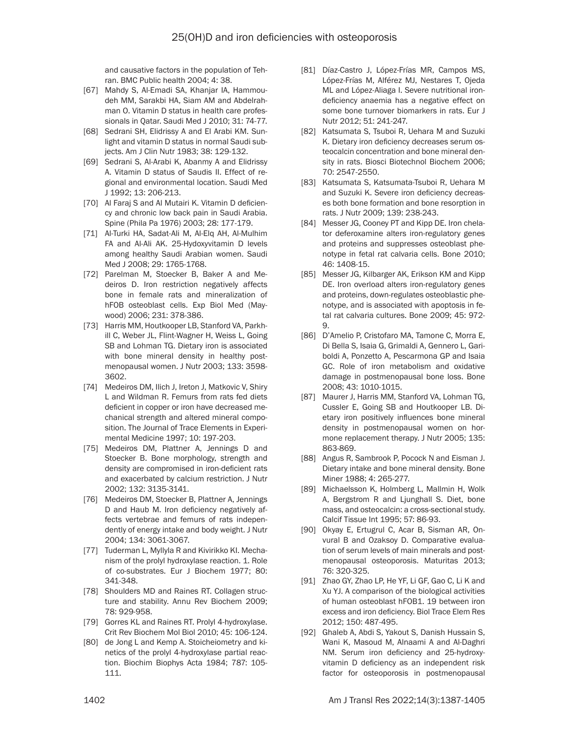and causative factors in the population of Tehran. BMC Public health 2004; 4: 38.

[67] Mahdy S, Al-Emadi SA, Khanjar IA, Hammoudeh MM, Sarakbi HA, Siam AM and Abdelrahman O. Vitamin D status in health care professionals in Qatar. Saudi Med J 2010; 31: 74-77.

[68] Sedrani SH, Elidrissy A and El Arabi KM. Sunlight and vitamin D status in normal Saudi subjects. Am J Clin Nutr 1983; 38: 129-132.

[69] Sedrani S, Al-Arabi K, Abanmy A and Elidrissy A. Vitamin D status of Saudis II. Effect of regional and environmental location. Saudi Med J 1992; 13: 206-213.

[70] Al Faraj S and Al Mutairi K. Vitamin D deficiency and chronic low back pain in Saudi Arabia. Spine (Phila Pa 1976) 2003; 28: 177-179.

[71] Al-Turki HA, Sadat-Ali M, Al-Elq AH, Al-Mulhim FA and Al-Ali AK. 25-Hydoxyvitamin D levels among healthy Saudi Arabian women. Saudi Med J 2008; 29: 1765-1768.

[72] Parelman M, Stoecker B, Baker A and Medeiros D. Iron restriction negatively affects bone in female rats and mineralization of hFOB osteoblast cells. Exp Biol Med (Maywood) 2006; 231: 378-386.

[73] Harris MM, Houtkooper LB, Stanford VA, Parkhill C, Weber JL, Flint-Wagner H, Weiss L, Going SB and Lohman TG. Dietary iron is associated with bone mineral density in healthy postmenopausal women. J Nutr 2003; 133: 3598-3602.

[74] Medeiros DM, Ilich J, Ireton J, Matkovic V, Shiry L and Wildman R. Femurs from rats fed diets deficient in copper or iron have decreased mechanical strength and altered mineral composition. The Journal of Trace Elements in Experimental Medicine 1997; 10: 197-203.

[75] Medeiros DM, Plattner A, Jennings D and Stoecker B. Bone morphology, strength and density are compromised in iron-deficient rats and exacerbated by calcium restriction. J Nutr 2002; 132: 3135-3141.

[76] Medeiros DM, Stoecker B, Plattner A, Jennings D and Haub M. Iron deficiency negatively affects vertebrae and femurs of rats independently of energy intake and body weight. J Nutr 2004; 134: 3061-3067.

[77] Tuderman L, Myllyla R and Kivirikko KI. Mechanism of the prolyl hydroxylase reaction. 1. Role of co-substrates. Eur J Biochem 1977; 80: 341-348.

[78] Shoulders MD and Raines RT. Collagen structure and stability. Annu Rev Biochem 2009; 78: 929-958.

[79] Gorres KL and Raines RT. Prolyl 4-hydroxylase. Crit Rev Biochem Mol Biol 2010; 45: 106-124.

[80] de Jong L and Kemp A. Stoicheiometry and kinetics of the prolyl 4-hydroxylase partial reaction. Biochim Biophys Acta 1984; 787: 105-111.

[81] Díaz-Castro J, López-Frías MR, Campos MS, López-Frías M, Alférez MJ, Nestares T, Ojeda ML and López-Aliaga I. Severe nutritional iron-deficiency anaemia has a negative effect on some bone turnover biomarkers in rats. Eur J Nutr 2012; 51: 241-247.

[82] Katsumata S, Tsuboi R, Uehara M and Suzuki K. Dietary iron deficiency decreases serum osteocalcin concentration and bone mineral density in rats. Biosci Biotechnol Biochem 2006; 70: 2547-2550.

[83] Katsumata S, Katsumata-Tsuboi R, Uehara M and Suzuki K. Severe iron deficiency decreases both bone formation and bone resorption in rats. J Nutr 2009; 139: 238-243.

[84] Messer JG, Cooney PT and Kipp DE. Iron chelator deferoxamine alters iron-regulatory genes and proteins and suppresses osteoblast phenotype in fetal rat calvaria cells. Bone 2010; 46: 1408-15.

[85] Messer JG, Kilbarger AK, Erikson KM and Kipp DE. Iron overload alters iron-regulatory genes and proteins, down-regulates osteoblastic phenotype, and is associated with apoptosis in fetal rat calvaria cultures. Bone 2009; 45: 972-9.

[86] D'Amelio P, Cristofaro MA, Tamone C, Morra E, Di Bella S, Isaia G, Grimaldi A, Gennero L, Gariboldi A, Ponzetto A, Pescarmona GP and Isaia GC. Role of iron metabolism and oxidative damage in postmenopausal bone loss. Bone 2008; 43: 1010-1015.

[87] Maurer J, Harris MM, Stanford VA, Lohman TG, Cussler E, Going SB and Houtkooper LB. Dietary iron positively influences bone mineral density in postmenopausal women on hormone replacement therapy. J Nutr 2005; 135: 863-869.

[88] Angus R, Sambrook P, Pocock N and Eisman J. Dietary intake and bone mineral density. Bone Miner 1988; 4: 265-277.

[89] Michaelsson K, Holmberg L, Mallmin H, Wolk A, Bergstrom R and Ljunghall S. Diet, bone mass, and osteocalcin: a cross-sectional study. Calcif Tissue Int 1995; 57: 86-93.

[90] Okyay E, Ertugrul C, Acar B, Sisman AR, Onvural B and Ozaksoy D. Comparative evaluation of serum levels of main minerals and postmenopausal osteoporosis. Maturitas 2013; 76: 320-325.

[91] Zhao GY, Zhao LP, He YF, Li GF, Gao C, Li K and Xu YJ. A comparison of the biological activities of human osteoblast hFOB1. 19 between iron excess and iron deficiency. Biol Trace Elem Res 2012; 150: 487-495.

[92] Ghaleb A, Abdi S, Yakout S, Danish Hussain S, Wani K, Masoud M, Alnaami A and Al-Daghri NM. Serum iron deficiency and 25-hydroxyvitamin D deficiency as an independent risk factor for osteoporosis in postmenopausal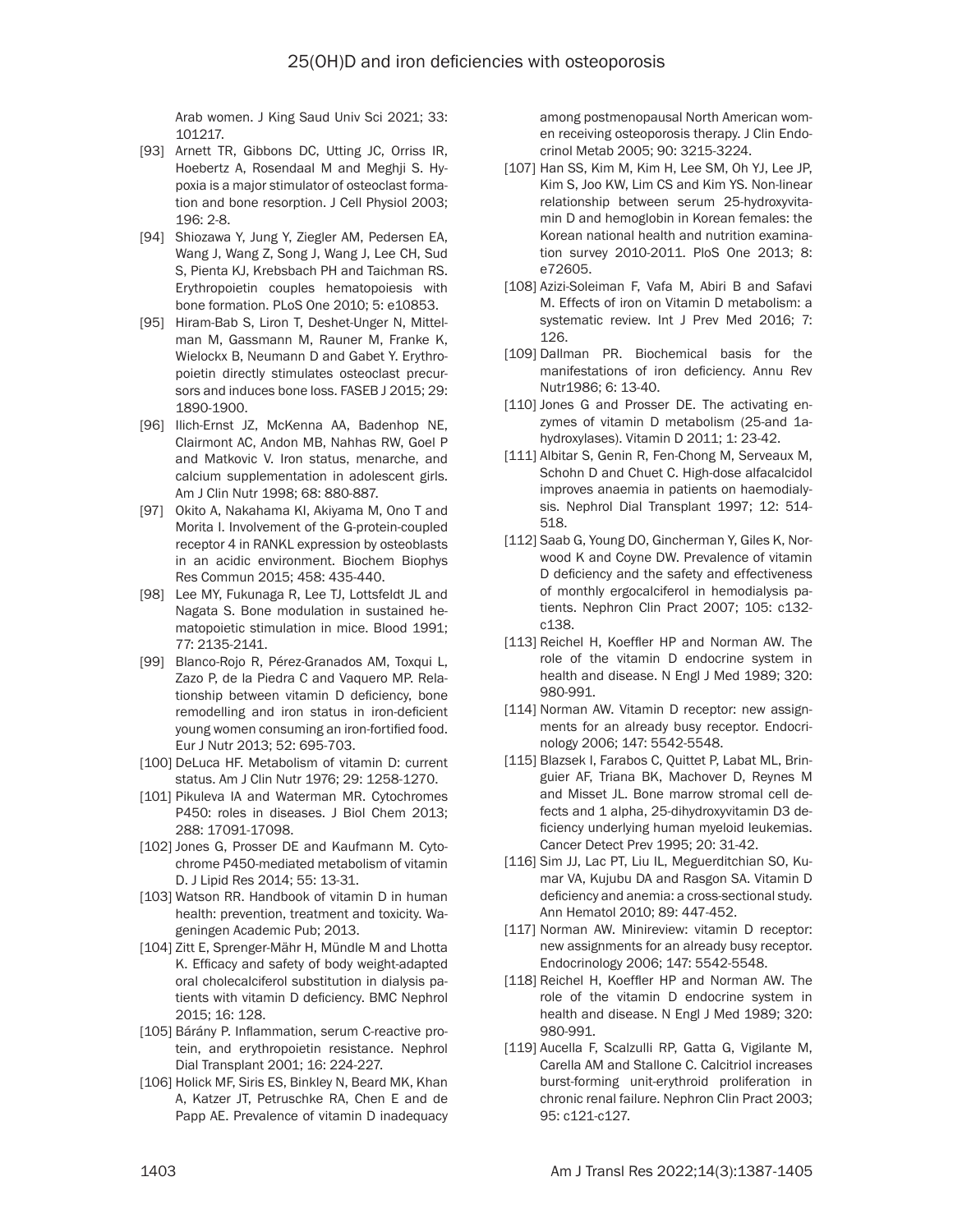Arab women. J King Saud Univ Sci 2021; 33: 101217.

[93] Arnett TR, Gibbons DC, Utting JC, Orriss IR, Hoebertz A, Rosendaal M and Meghji S. Hypoxia is a major stimulator of osteoclast formation and bone resorption. J Cell Physiol 2003; 196: 2-8.

[94] Shiozawa Y, Jung Y, Ziegler AM, Pedersen EA, Wang J, Wang Z, Song J, Wang J, Lee CH, Sud S, Pienta KJ, Krebsbach PH and Taichman RS. Erythropoietin couples hematopoiesis with bone formation. PLoS One 2010; 5: e10853.

[95] Hiram-Bab S, Liron T, Deshet-Unger N, Mittelman M, Gassmann M, Rauner M, Franke K, Wielockx B, Neumann D and Gabet Y. Erythropoietin directly stimulates osteoclast precursors and induces bone loss. FASEB J 2015; 29: 1890-1900.

[96] Ilich-Ernst JZ, McKenna AA, Badenhop NE, Clairmont AC, Andon MB, Nahhas RW, Goel P and Matkovic V. Iron status, menarche, and calcium supplementation in adolescent girls. Am J Clin Nutr 1998; 68: 880-887.

[97] Okito A, Nakahama KI, Akiyama M, Ono T and Morita I. Involvement of the G-protein-coupled receptor 4 in RANKL expression by osteoblasts in an acidic environment. Biochem Biophys Res Commun 2015; 458: 435-440.

[98] Lee MY, Fukunaga R, Lee TJ, Lottsfeldt JL and Nagata S. Bone modulation in sustained hematopoietic stimulation in mice. Blood 1991; 77: 2135-2141.

[99] Blanco-Rojo R, Pérez-Granados AM, Toxqui L, Zazo P, de la Piedra C and Vaquero MP. Relationship between vitamin D deficiency, bone remodelling and iron status in iron-deficient young women consuming an iron-fortified food. Eur J Nutr 2013; 52: 695-703.

[100] DeLuca HF. Metabolism of vitamin D: current status. Am J Clin Nutr 1976; 29: 1258-1270.

[101] Pikuleva IA and Waterman MR. Cytochromes P450: roles in diseases. J Biol Chem 2013; 288: 17091-17098.

[102] Jones G, Prosser DE and Kaufmann M. Cytochrome P450-mediated metabolism of vitamin D. J Lipid Res 2014; 55: 13-31.

[103] Watson RR. Handbook of vitamin D in human health: prevention, treatment and toxicity. Wageningen Academic Pub; 2013.

[104] Zitt E, Sprenger-Mähr H, Mündle M and Lhotta K. Efficacy and safety of body weight-adapted oral cholecalciferol substitution in dialysis patients with vitamin D deficiency. BMC Nephrol 2015; 16: 128.

[105] Bárány P. Inflammation, serum C-reactive protein, and erythropoietin resistance. Nephrol Dial Transplant 2001; 16: 224-227.

[106] Holick MF, Siris ES, Binkley N, Beard MK, Khan A, Katzer JT, Petruschke RA, Chen E and de Papp AE. Prevalence of vitamin D inadequacy among postmenopausal North American women receiving osteoporosis therapy. J Clin Endocrinol Metab 2005; 90: 3215-3224.

[107] Han SS, Kim M, Kim H, Lee SM, Oh YJ, Lee JP, Kim S, Joo KW, Lim CS and Kim YS. Non-linear relationship between serum 25-hydroxyvitamin D and hemoglobin in Korean females: the Korean national health and nutrition examination survey 2010-2011. PloS One 2013; 8: e72605.

[108] Azizi-Soleiman F, Vafa M, Abiri B and Safavi M. Effects of iron on Vitamin D metabolism: a systematic review. Int J Prev Med 2016; 7: 126.

[109] Dallman PR. Biochemical basis for the manifestations of iron deficiency. Annu Rev Nutr1986; 6: 13-40.

[110] Jones G and Prosser DE. The activating enzymes of vitamin D metabolism (25-and 1a-hydroxylases). Vitamin D 2011; 1: 23-42.

[111] Albitar S, Genin R, Fen-Chong M, Serveaux M, Schohn D and Chuet C. High-dose alfacalcidol improves anaemia in patients on haemodialysis. Nephrol Dial Transplant 1997; 12: 514-518.

[112] Saab G, Young DO, Gincherman Y, Giles K, Norwood K and Coyne DW. Prevalence of vitamin D deficiency and the safety and effectiveness of monthly ergocalciferol in hemodialysis patients. Nephron Clin Pract 2007; 105: c132-c138.

[113] Reichel H, Koeffler HP and Norman AW. The role of the vitamin D endocrine system in health and disease. N Engl J Med 1989; 320: 980-991.

[114] Norman AW. Vitamin D receptor: new assignments for an already busy receptor. Endocrinology 2006; 147: 5542-5548.

[115] Blazsek I, Farabos C, Quittet P, Labat ML, Bringuier AF, Triana BK, Machover D, Reynes M and Misset JL. Bone marrow stromal cell defects and 1 alpha, 25-dihydroxyvitamin D3 deficiency underlying human myeloid leukemias. Cancer Detect Prev 1995; 20: 31-42.

[116] Sim JJ, Lac PT, Liu IL, Meguerditchian SO, Kumar VA, Kujubu DA and Rasgon SA. Vitamin D deficiency and anemia: a cross-sectional study. Ann Hematol 2010; 89: 447-452.

[117] Norman AW. Minireview: vitamin D receptor: new assignments for an already busy receptor. Endocrinology 2006; 147: 5542-5548.

[118] Reichel H, Koeffler HP and Norman AW. The role of the vitamin D endocrine system in health and disease. N Engl J Med 1989; 320: 980-991.

[119] Aucella F, Scalzulli RP, Gatta G, Vigilante M, Carella AM and Stallone C. Calcitriol increases burst-forming unit-erythroid proliferation in chronic renal failure. Nephron Clin Pract 2003; 95: c121-c127.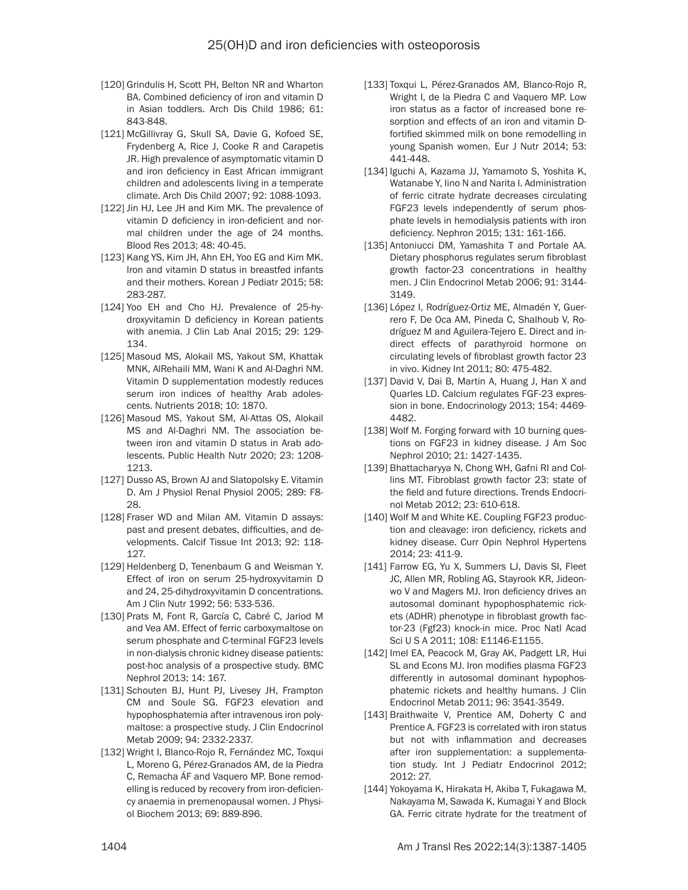[120] Grindulis H, Scott PH, Belton NR and Wharton BA. Combined deficiency of iron and vitamin D in Asian toddlers. Arch Dis Child 1986; 61: 843-848.

[121] McGillivray G, Skull SA, Davie G, Kofoed SE, Frydenberg A, Rice J, Cooke R and Carapetis JR. High prevalence of asymptomatic vitamin D and iron deficiency in East African immigrant children and adolescents living in a temperate climate. Arch Dis Child 2007; 92: 1088-1093.

[122] Jin HJ, Lee JH and Kim MK. The prevalence of vitamin D deficiency in iron-deficient and normal children under the age of 24 months. Blood Res 2013; 48: 40-45.

[123] Kang YS, Kim JH, Ahn EH, Yoo EG and Kim MK. Iron and vitamin D status in breastfed infants and their mothers. Korean J Pediatr 2015; 58: 283-287.

[124] Yoo EH and Cho HJ. Prevalence of 25-hydroxyvitamin D deficiency in Korean patients with anemia. J Clin Lab Anal 2015; 29: 129-134.

[125] Masoud MS, Alokail MS, Yakout SM, Khattak MNK, AlRehaili MM, Wani K and Al-Daghri NM. Vitamin D supplementation modestly reduces serum iron indices of healthy Arab adolescents. Nutrients 2018; 10: 1870.

[126] Masoud MS, Yakout SM, Al-Attas OS, Alokail MS and Al-Daghri NM. The association between iron and vitamin D status in Arab adolescents. Public Health Nutr 2020; 23: 1208-1213.

[127] Dusso AS, Brown AJ and Slatopolsky E. Vitamin D. Am J Physiol Renal Physiol 2005; 289: F8-28.

[128] Fraser WD and Milan AM. Vitamin D assays: past and present debates, difficulties, and developments. Calcif Tissue Int 2013; 92: 118-127.

[129] Heldenberg D, Tenenbaum G and Weisman Y. Effect of iron on serum 25-hydroxyvitamin D and 24, 25-dihydroxyvitamin D concentrations. Am J Clin Nutr 1992; 56: 533-536.

[130] Prats M, Font R, García C, Cabré C, Jariod M and Vea AM. Effect of ferric carboxymaltose on serum phosphate and C-terminal FGF23 levels in non-dialysis chronic kidney disease patients: post-hoc analysis of a prospective study. BMC Nephrol 2013; 14: 167.

[131] Schouten BJ, Hunt PJ, Livesey JH, Frampton CM and Soule SG. FGF23 elevation and hypophosphatemia after intravenous iron polymaltose: a prospective study. J Clin Endocrinol Metab 2009; 94: 2332-2337.

[132] Wright I, Blanco-Rojo R, Fernández MC, Toxqui L, Moreno G, Pérez-Granados AM, de la Piedra C, Remacha ÁF and Vaquero MP. Bone remodelling is reduced by recovery from iron-deficiency anaemia in premenopausal women. J Physiol Biochem 2013; 69: 889-896.

[133] Toxqui L, Pérez-Granados AM, Blanco-Rojo R, Wright I, de la Piedra C and Vaquero MP. Low iron status as a factor of increased bone resorption and effects of an iron and vitamin D-fortified skimmed milk on bone remodelling in young Spanish women. Eur J Nutr 2014; 53: 441-448.

[134] Iguchi A, Kazama JJ, Yamamoto S, Yoshita K, Watanabe Y, Iino N and Narita I. Administration of ferric citrate hydrate decreases circulating FGF23 levels independently of serum phosphate levels in hemodialysis patients with iron deficiency. Nephron 2015; 131: 161-166.

[135] Antoniucci DM, Yamashita T and Portale AA. Dietary phosphorus regulates serum fibroblast growth factor-23 concentrations in healthy men. J Clin Endocrinol Metab 2006; 91: 3144-3149.

[136] López I, Rodríguez-Ortiz ME, Almadén Y, Guerrero F, De Oca AM, Pineda C, Shalhoub V, Rodríguez M and Aguilera-Tejero E. Direct and indirect effects of parathyroid hormone on circulating levels of fibroblast growth factor 23 in vivo. Kidney Int 2011; 80: 475-482.

[137] David V, Dai B, Martin A, Huang J, Han X and Quarles LD. Calcium regulates FGF-23 expression in bone. Endocrinology 2013; 154: 4469-4482.

[138] Wolf M. Forging forward with 10 burning questions on FGF23 in kidney disease. J Am Soc Nephrol 2010; 21: 1427-1435.

[139] Bhattacharyya N, Chong WH, Gafni RI and Collins MT. Fibroblast growth factor 23: state of the field and future directions. Trends Endocrinol Metab 2012; 23: 610-618.

[140] Wolf M and White KE. Coupling FGF23 production and cleavage: iron deficiency, rickets and kidney disease. Curr Opin Nephrol Hypertens 2014; 23: 411-9.

[141] Farrow EG, Yu X, Summers LJ, Davis SI, Fleet JC, Allen MR, Robling AG, Stayrook KR, Jideonwo V and Magers MJ. Iron deficiency drives an autosomal dominant hypophosphatemic rickets (ADHR) phenotype in fibroblast growth factor-23 (Fgf23) knock-in mice. Proc Natl Acad Sci U S A 2011; 108: E1146-E1155.

[142] Imel EA, Peacock M, Gray AK, Padgett LR, Hui SL and Econs MJ. Iron modifies plasma FGF23 differently in autosomal dominant hypophosphatemic rickets and healthy humans. J Clin Endocrinol Metab 2011; 96: 3541-3549.

[143] Braithwaite V, Prentice AM, Doherty C and Prentice A. FGF23 is correlated with iron status but not with inflammation and decreases after iron supplementation: a supplementation study. Int J Pediatr Endocrinol 2012; 2012: 27.

[144] Yokoyama K, Hirakata H, Akiba T, Fukagawa M, Nakayama M, Sawada K, Kumagai Y and Block GA. Ferric citrate hydrate for the treatment of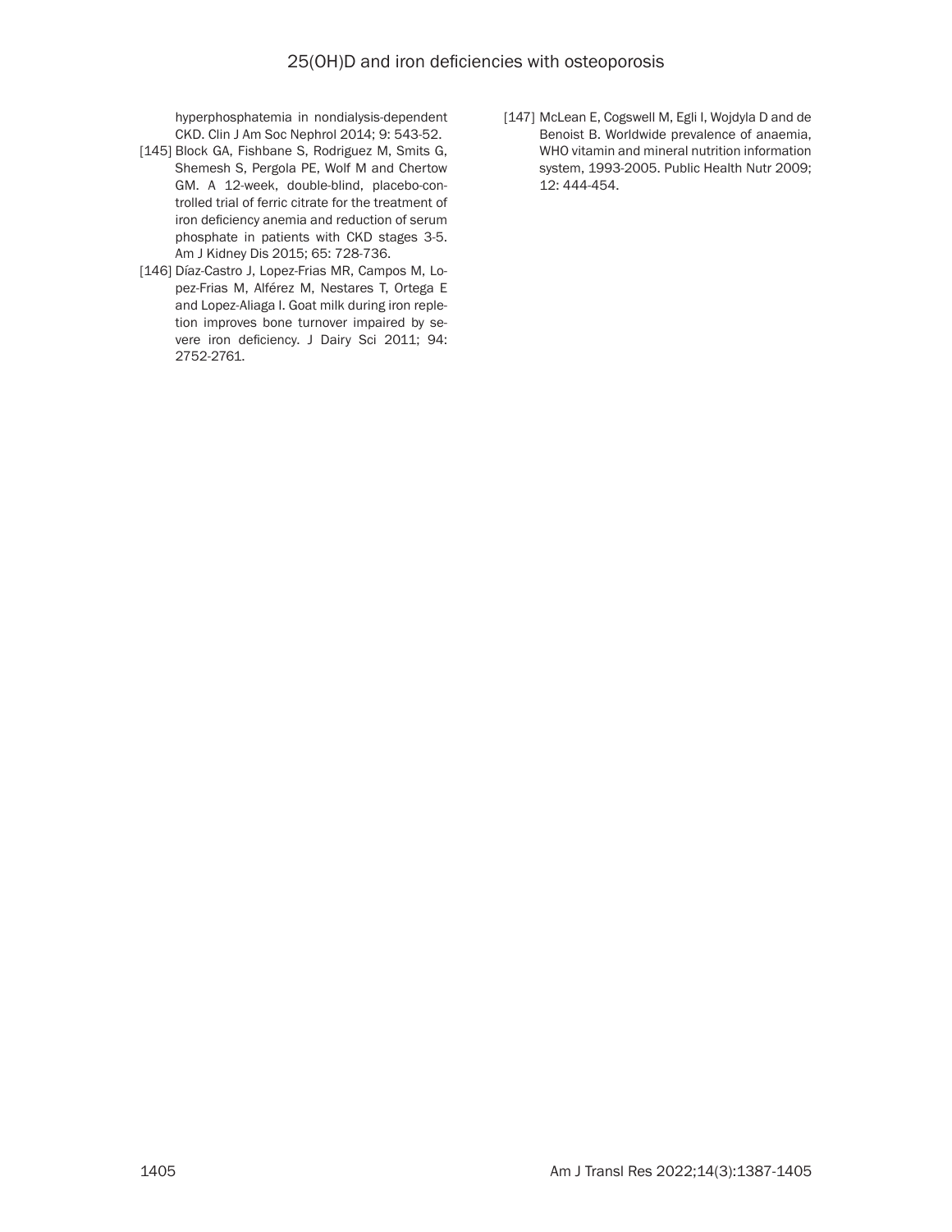hyperphosphatemia in nondialysis-dependent CKD. Clin J Am Soc Nephrol 2014; 9: 543-52.

[145] Block GA, Fishbane S, Rodriguez M, Smits G, Shemesh S, Pergola PE, Wolf M and Chertow GM. A 12-week, double-blind, placebo-controlled trial of ferric citrate for the treatment of iron deficiency anemia and reduction of serum phosphate in patients with CKD stages 3-5. Am J Kidney Dis 2015; 65: 728-736.

[146] Díaz-Castro J, Lopez-Frias MR, Campos M, Lopez-Frias M, Alférez M, Nestares T, Ortega E and Lopez-Aliaga I. Goat milk during iron repletion improves bone turnover impaired by severe iron deficiency. J Dairy Sci 2011; 94: 2752-2761.

[147] McLean E, Cogswell M, Egli I, Wojdyla D and de Benoist B. Worldwide prevalence of anaemia, WHO vitamin and mineral nutrition information system, 1993-2005. Public Health Nutr 2009; 12: 444-454.